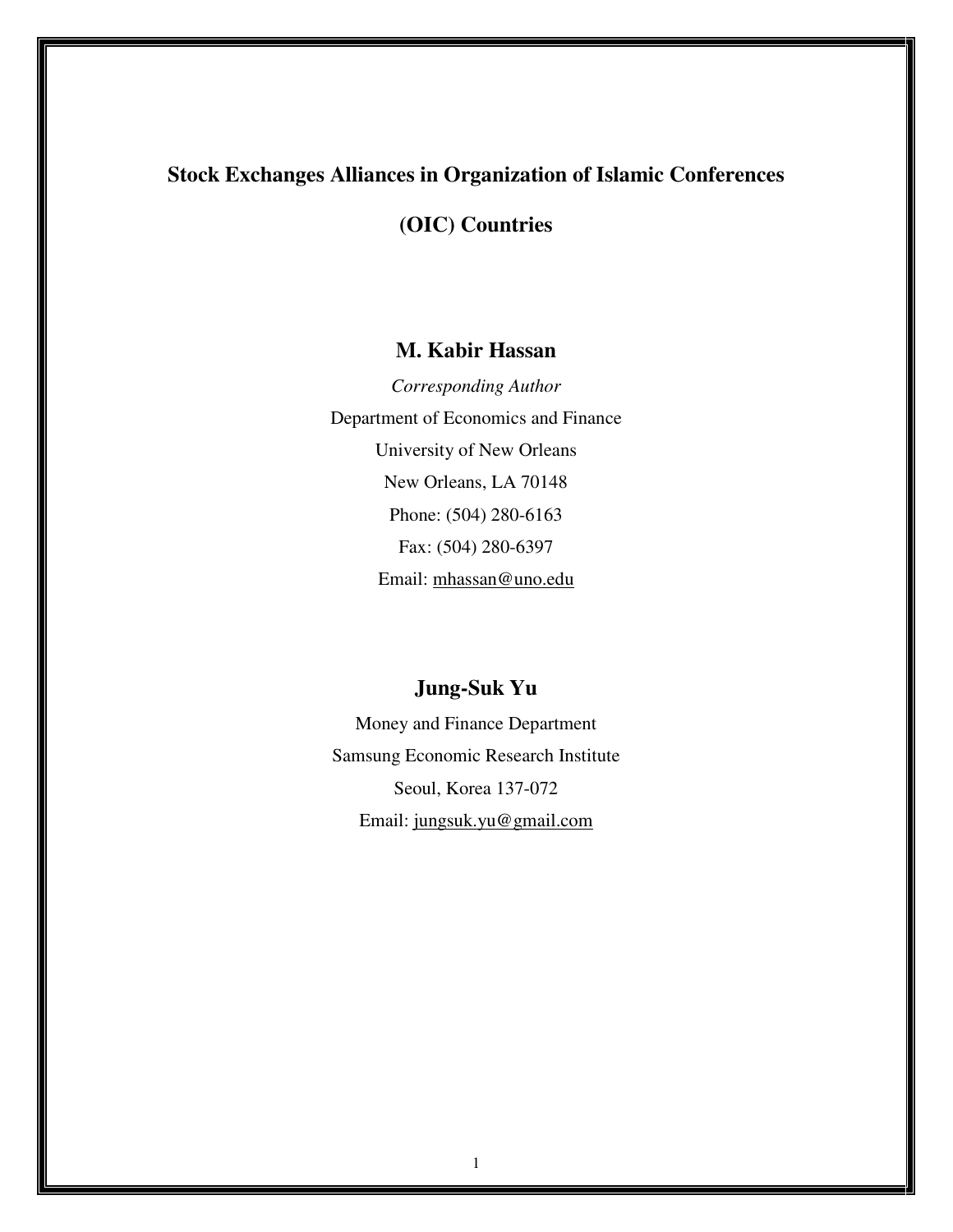# Stock Exchanges Alliances in Organization of Islamic Conferences (OIC) Countries

## M. Kabir Hassan

*Corresponding Author*

Department of Economics and Finance

University of New Orleans

New Orleans, LA 70148

Phone: (504) 280-6163

Fax: (504) 280-6397

Email: mhassan@uno.edu

## Jung-Suk Yu

Money and Finance Department

Samsung Economic Research Institute

Seoul, Korea 137-072

Email: jungsuk.yu@gmail.com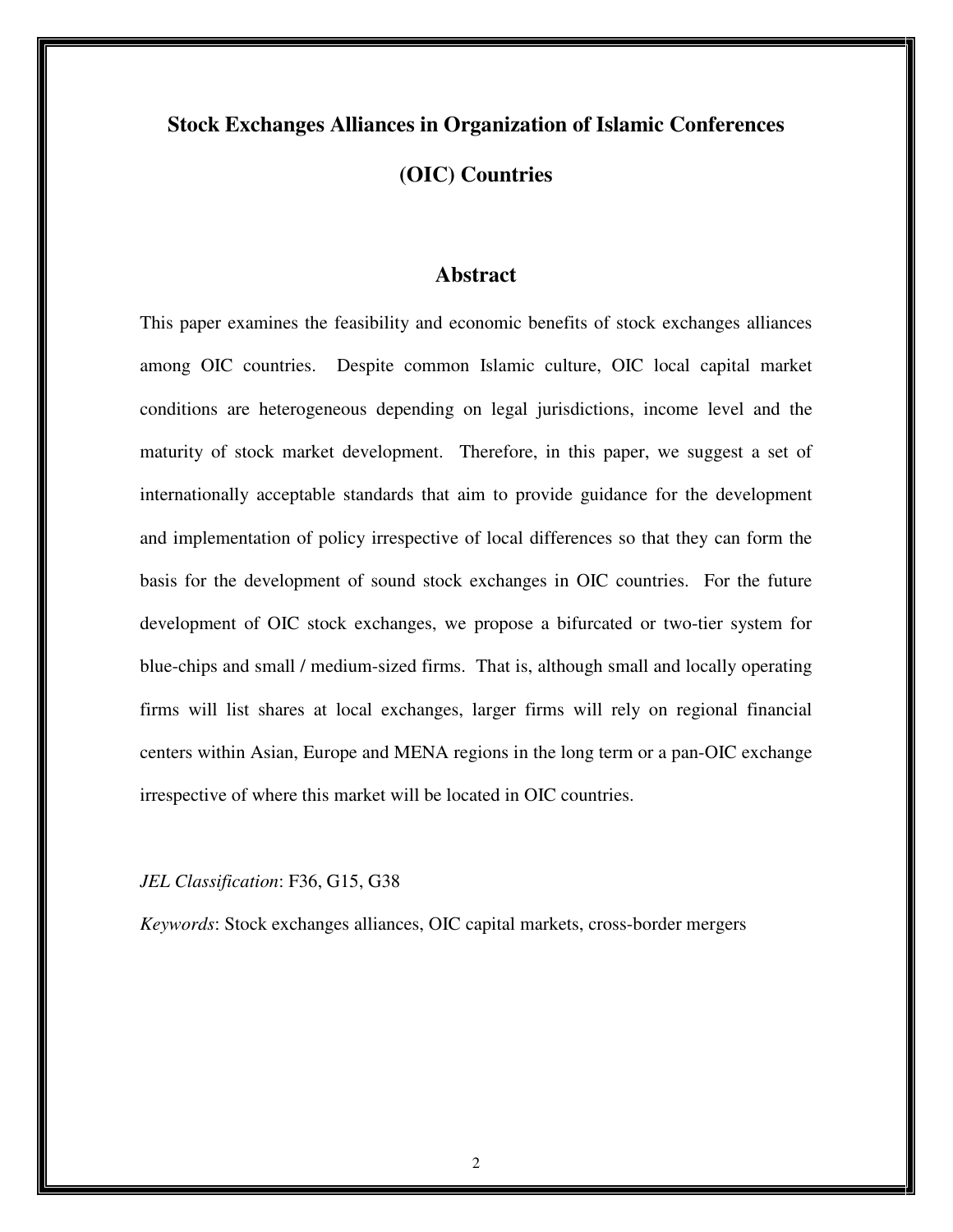# Stock Exchanges Alliances in Organization of Islamic Conferences (OIC) Countries

## Abstract

This paper examines the feasibility and economic benefits of stock exchanges alliances among OIC countries. Despite common Islamic culture, OIC local capital market conditions are heterogeneous depending on legal jurisdictions, income level and the maturity of stock market development. Therefore, in this paper, we suggest a set of internationally acceptable standards that aim to provide guidance for the development and implementation of policy irrespective of local differences so that they can form the basis for the development of sound stock exchanges in OIC countries. For the future development of OIC stock exchanges, we propose a bifurcated or two-tier system for blue-chips and small / medium-sized firms. That is, although small and locally operating firms will list shares at local exchanges, larger firms will rely on regional financial centers within Asian, Europe and MENA regions in the long term or a pan-OIC exchange irrespective of where this market will be located in OIC countries.

*JEL Classification*: F36, G15, G38

*Keywords*: Stock exchanges alliances, OIC capital markets, cross-border mergers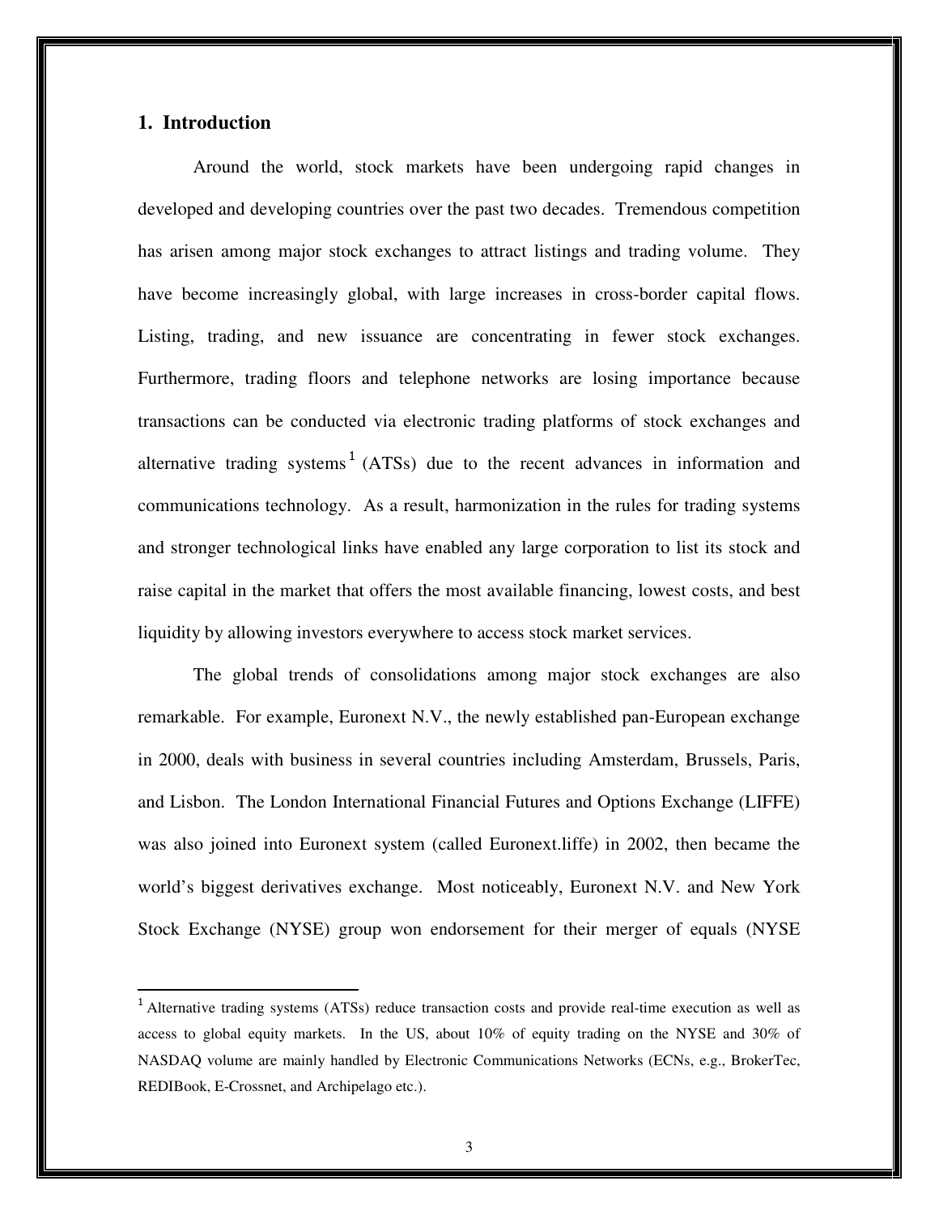## 1. Introduction

Around the world, stock markets have been undergoing rapid changes in developed and developing countries over the past two decades. Tremendous competition has arisen among major stock exchanges to attract listings and trading volume. They have become increasingly global, with large increases in cross-border capital flows. Listing, trading, and new issuance are concentrating in fewer stock exchanges. Furthermore, trading floors and telephone networks are losing importance because transactions can be conducted via electronic trading platforms of stock exchanges and alternative trading systems[1] (ATSs) due to the recent advances in information and communications technology. As a result, harmonization in the rules for trading systems and stronger technological links have enabled any large corporation to list its stock and raise capital in the market that offers the most available financing, lowest costs, and best liquidity by allowing investors everywhere to access stock market services.

The global trends of consolidations among major stock exchanges are also remarkable. For example, Euronext N.V., the newly established pan-European exchange in 2000, deals with business in several countries including Amsterdam, Brussels, Paris, and Lisbon. The London International Financial Futures and Options Exchange (LIFFE) was also joined into Euronext system (called Euronext.liffe) in 2002, then became the world's biggest derivatives exchange. Most noticeably, Euronext N.V. and New York Stock Exchange (NYSE) group won endorsement for their merger of equals (NYSE

---

[1] Alternative trading systems (ATSs) reduce transaction costs and provide real-time execution as well as access to global equity markets. In the US, about 10% of equity trading on the NYSE and 30% of NASDAQ volume are mainly handled by Electronic Communications Networks (ECNs, e.g., BrokerTec, REDIBook, E-Crossnet, and Archipelago etc.).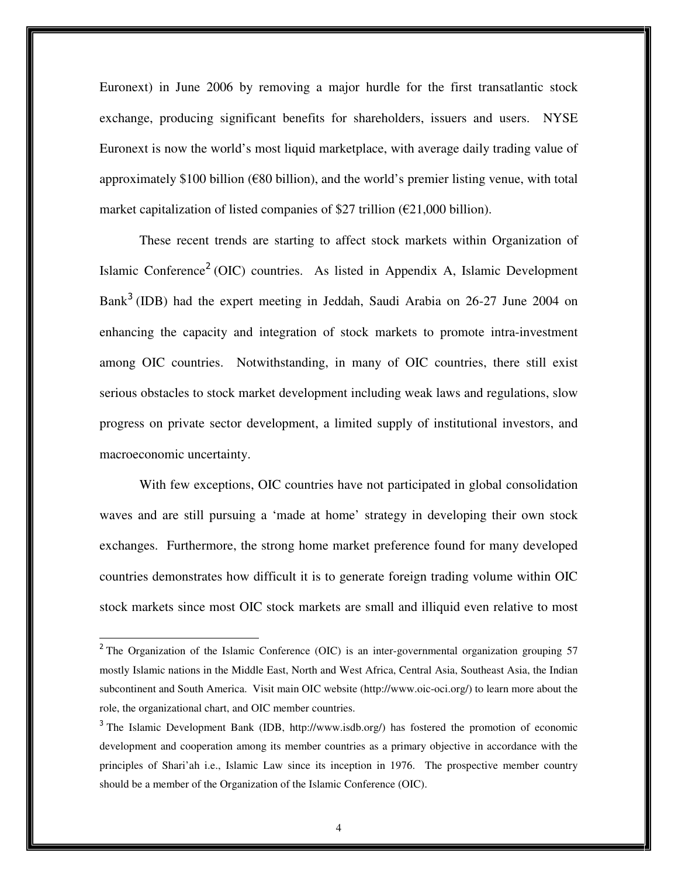Euronext) in June 2006 by removing a major hurdle for the first transatlantic stock exchange, producing significant benefits for shareholders, issuers and users. NYSE Euronext is now the world's most liquid marketplace, with average daily trading value of approximately $100 billion (€80 billion), and the world's premier listing venue, with total market capitalization of listed companies of $27 trillion (€21,000 billion).

These recent trends are starting to affect stock markets within Organization of Islamic Conference[2] (OIC) countries. As listed in Appendix A, Islamic Development Bank[3] (IDB) had the expert meeting in Jeddah, Saudi Arabia on 26-27 June 2004 on enhancing the capacity and integration of stock markets to promote intra-investment among OIC countries. Notwithstanding, in many of OIC countries, there still exist serious obstacles to stock market development including weak laws and regulations, slow progress on private sector development, a limited supply of institutional investors, and macroeconomic uncertainty.

With few exceptions, OIC countries have not participated in global consolidation waves and are still pursuing a 'made at home' strategy in developing their own stock exchanges. Furthermore, the strong home market preference found for many developed countries demonstrates how difficult it is to generate foreign trading volume within OIC stock markets since most OIC stock markets are small and illiquid even relative to most

---

[2] The Organization of the Islamic Conference (OIC) is an inter-governmental organization grouping 57 mostly Islamic nations in the Middle East, North and West Africa, Central Asia, Southeast Asia, the Indian subcontinent and South America. Visit main OIC website (http://www.oic-oci.org/) to learn more about the role, the organizational chart, and OIC member countries.

[3] The Islamic Development Bank (IDB, http://www.isdb.org/) has fostered the promotion of economic development and cooperation among its member countries as a primary objective in accordance with the principles of Shari'ah i.e., Islamic Law since its inception in 1976. The prospective member country should be a member of the Organization of the Islamic Conference (OIC).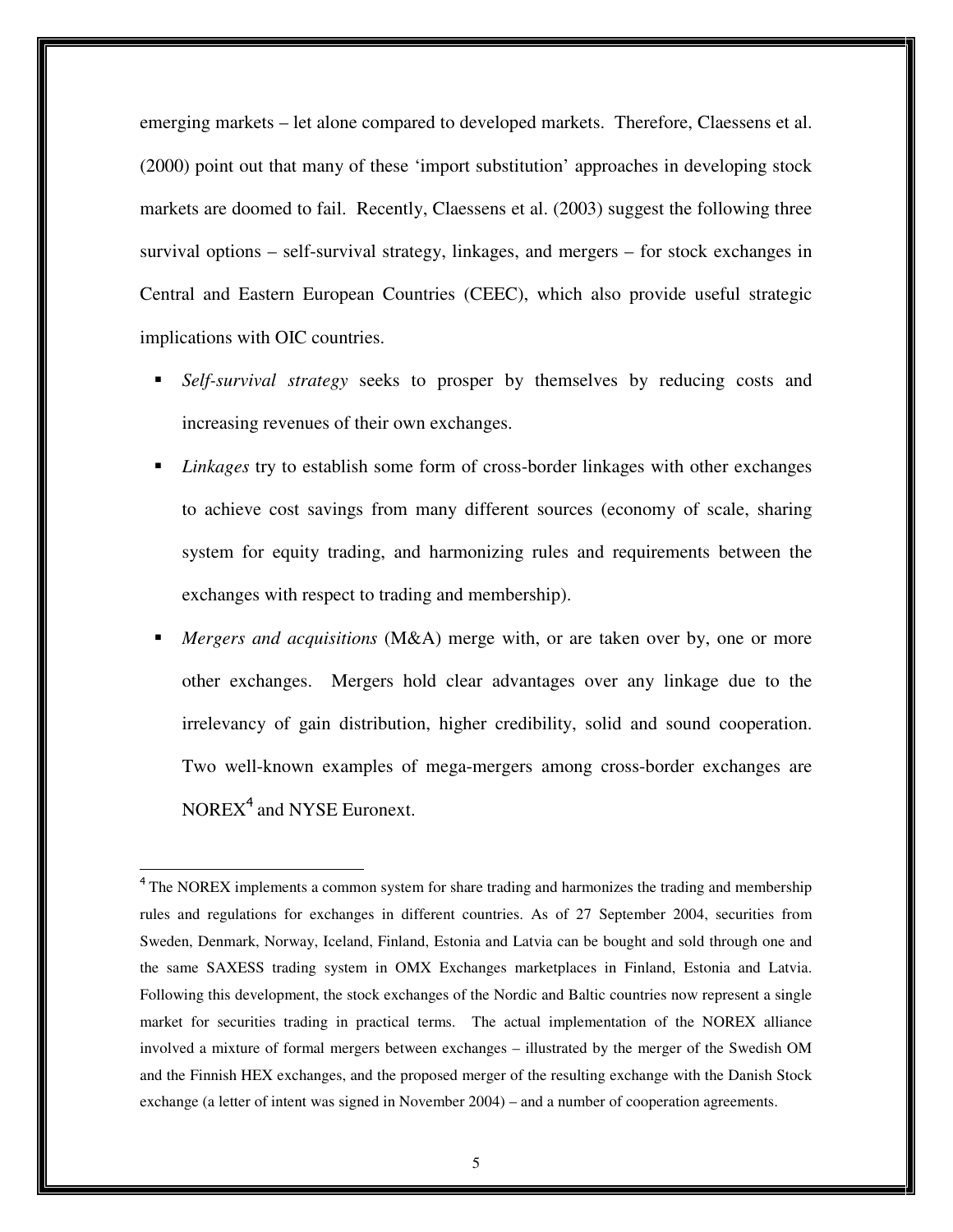emerging markets – let alone compared to developed markets. Therefore, Claessens et al. (2000) point out that many of these 'import substitution' approaches in developing stock markets are doomed to fail. Recently, Claessens et al. (2003) suggest the following three survival options – self-survival strategy, linkages, and mergers – for stock exchanges in Central and Eastern European Countries (CEEC), which also provide useful strategic implications with OIC countries.

- *Self-survival strategy* seeks to prosper by themselves by reducing costs and increasing revenues of their own exchanges.
- *Linkages* try to establish some form of cross-border linkages with other exchanges to achieve cost savings from many different sources (economy of scale, sharing system for equity trading, and harmonizing rules and requirements between the exchanges with respect to trading and membership).
- *Mergers and acquisitions* (M&A) merge with, or are taken over by, one or more other exchanges. Mergers hold clear advantages over any linkage due to the irrelevancy of gain distribution, higher credibility, solid and sound cooperation. Two well-known examples of mega-mergers among cross-border exchanges are NOREX[4] and NYSE Euronext.

---

[4] The NOREX implements a common system for share trading and harmonizes the trading and membership rules and regulations for exchanges in different countries. As of 27 September 2004, securities from Sweden, Denmark, Norway, Iceland, Finland, Estonia and Latvia can be bought and sold through one and the same SAXESS trading system in OMX Exchanges marketplaces in Finland, Estonia and Latvia. Following this development, the stock exchanges of the Nordic and Baltic countries now represent a single market for securities trading in practical terms. The actual implementation of the NOREX alliance involved a mixture of formal mergers between exchanges – illustrated by the merger of the Swedish OM and the Finnish HEX exchanges, and the proposed merger of the resulting exchange with the Danish Stock exchange (a letter of intent was signed in November 2004) – and a number of cooperation agreements.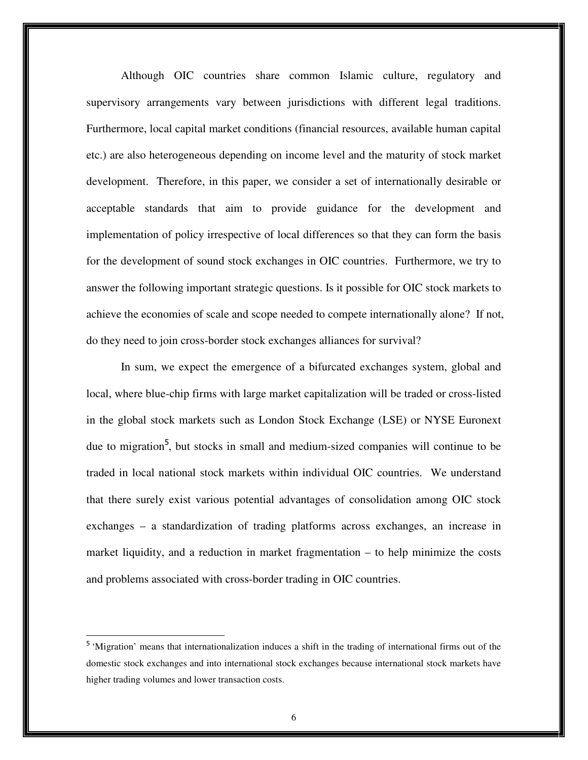Although OIC countries share common Islamic culture, regulatory and supervisory arrangements vary between jurisdictions with different legal traditions. Furthermore, local capital market conditions (financial resources, available human capital etc.) are also heterogeneous depending on income level and the maturity of stock market development. Therefore, in this paper, we consider a set of internationally desirable or acceptable standards that aim to provide guidance for the development and implementation of policy irrespective of local differences so that they can form the basis for the development of sound stock exchanges in OIC countries. Furthermore, we try to answer the following important strategic questions. Is it possible for OIC stock markets to achieve the economies of scale and scope needed to compete internationally alone? If not, do they need to join cross-border stock exchanges alliances for survival?

In sum, we expect the emergence of a bifurcated exchanges system, global and local, where blue-chip firms with large market capitalization will be traded or cross-listed in the global stock markets such as London Stock Exchange (LSE) or NYSE Euronext due to migration[5], but stocks in small and medium-sized companies will continue to be traded in local national stock markets within individual OIC countries. We understand that there surely exist various potential advantages of consolidation among OIC stock exchanges – a standardization of trading platforms across exchanges, an increase in market liquidity, and a reduction in market fragmentation – to help minimize the costs and problems associated with cross-border trading in OIC countries.

---

[5] 'Migration' means that internationalization induces a shift in the trading of international firms out of the domestic stock exchanges and into international stock exchanges because international stock markets have higher trading volumes and lower transaction costs.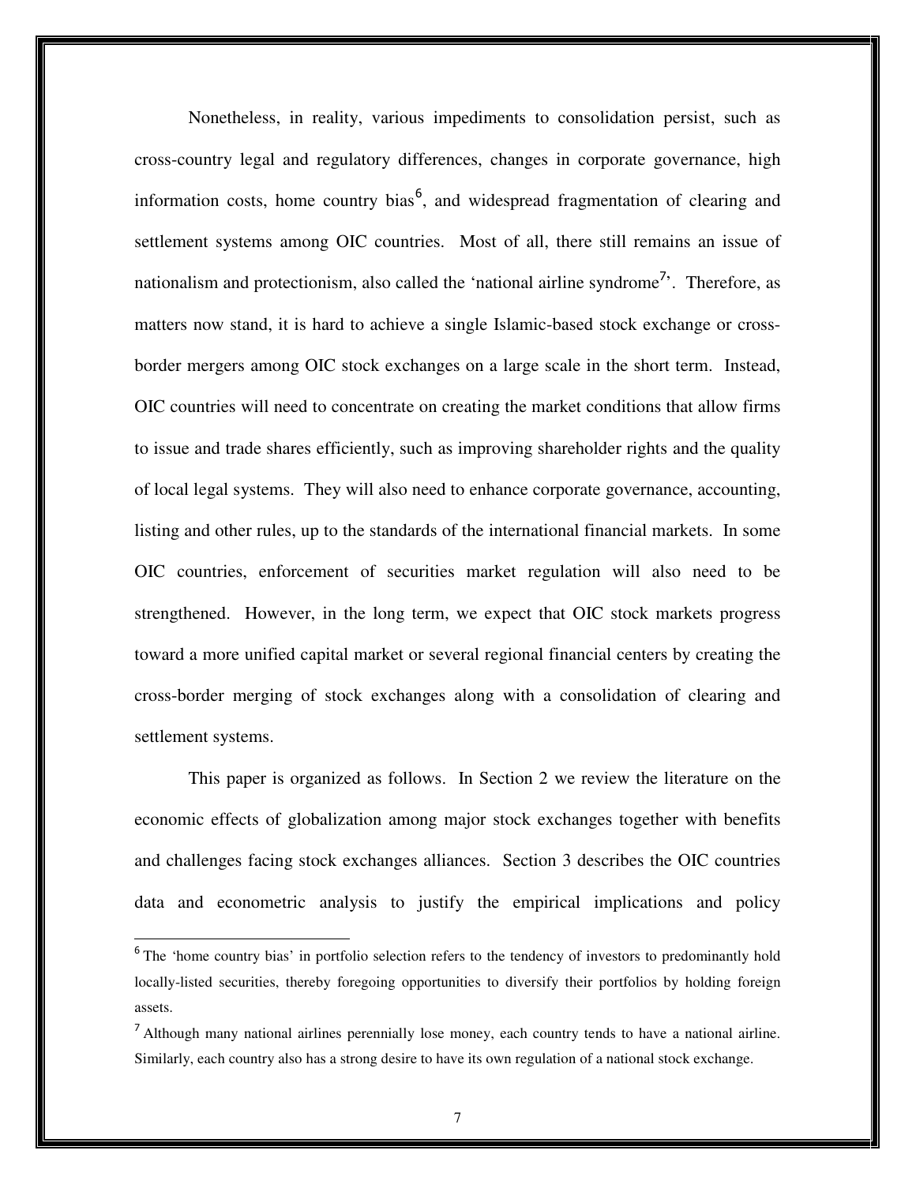Nonetheless, in reality, various impediments to consolidation persist, such as cross-country legal and regulatory differences, changes in corporate governance, high information costs, home country bias[6], and widespread fragmentation of clearing and settlement systems among OIC countries. Most of all, there still remains an issue of nationalism and protectionism, also called the 'national airline syndrome[7]'. Therefore, as matters now stand, it is hard to achieve a single Islamic-based stock exchange or cross-border mergers among OIC stock exchanges on a large scale in the short term. Instead, OIC countries will need to concentrate on creating the market conditions that allow firms to issue and trade shares efficiently, such as improving shareholder rights and the quality of local legal systems. They will also need to enhance corporate governance, accounting, listing and other rules, up to the standards of the international financial markets. In some OIC countries, enforcement of securities market regulation will also need to be strengthened. However, in the long term, we expect that OIC stock markets progress toward a more unified capital market or several regional financial centers by creating the cross-border merging of stock exchanges along with a consolidation of clearing and settlement systems.

This paper is organized as follows. In Section 2 we review the literature on the economic effects of globalization among major stock exchanges together with benefits and challenges facing stock exchanges alliances. Section 3 describes the OIC countries data and econometric analysis to justify the empirical implications and policy

---

[6] The 'home country bias' in portfolio selection refers to the tendency of investors to predominantly hold locally-listed securities, thereby foregoing opportunities to diversify their portfolios by holding foreign assets.

[7] Although many national airlines perennially lose money, each country tends to have a national airline. Similarly, each country also has a strong desire to have its own regulation of a national stock exchange.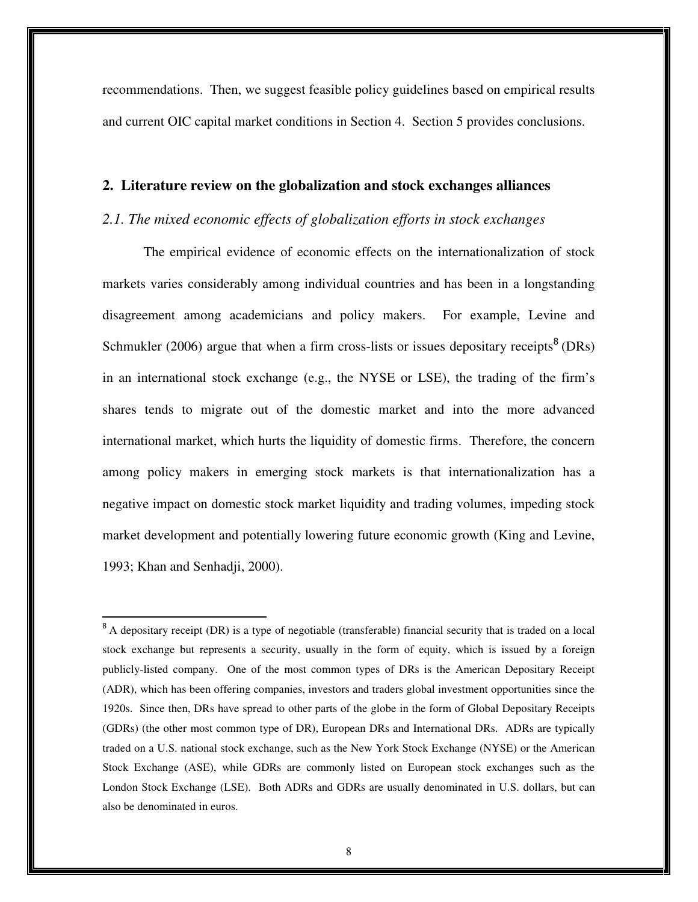recommendations. Then, we suggest feasible policy guidelines based on empirical results and current OIC capital market conditions in Section 4. Section 5 provides conclusions.

## 2. Literature review on the globalization and stock exchanges alliances

### *2.1. The mixed economic effects of globalization efforts in stock exchanges*

The empirical evidence of economic effects on the internationalization of stock markets varies considerably among individual countries and has been in a longstanding disagreement among academicians and policy makers. For example, Levine and Schmukler (2006) argue that when a firm cross-lists or issues depositary receipts[8] (DRs) in an international stock exchange (e.g., the NYSE or LSE), the trading of the firm's shares tends to migrate out of the domestic market and into the more advanced international market, which hurts the liquidity of domestic firms. Therefore, the concern among policy makers in emerging stock markets is that internationalization has a negative impact on domestic stock market liquidity and trading volumes, impeding stock market development and potentially lowering future economic growth (King and Levine, 1993; Khan and Senhadji, 2000).

---

[8] A depositary receipt (DR) is a type of negotiable (transferable) financial security that is traded on a local stock exchange but represents a security, usually in the form of equity, which is issued by a foreign publicly-listed company. One of the most common types of DRs is the American Depositary Receipt (ADR), which has been offering companies, investors and traders global investment opportunities since the 1920s. Since then, DRs have spread to other parts of the globe in the form of Global Depositary Receipts (GDRs) (the other most common type of DR), European DRs and International DRs. ADRs are typically traded on a U.S. national stock exchange, such as the New York Stock Exchange (NYSE) or the American Stock Exchange (ASE), while GDRs are commonly listed on European stock exchanges such as the London Stock Exchange (LSE). Both ADRs and GDRs are usually denominated in U.S. dollars, but can also be denominated in euros.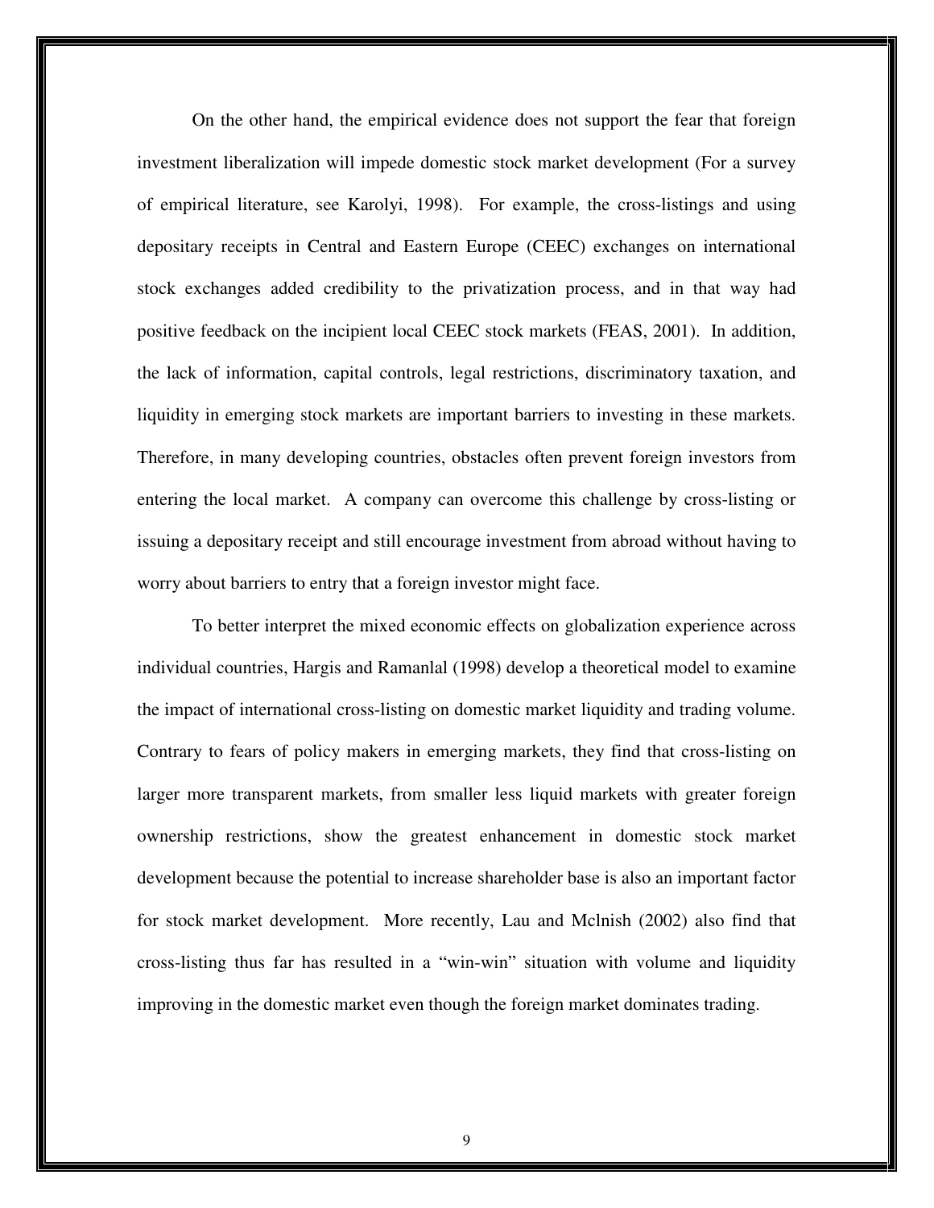On the other hand, the empirical evidence does not support the fear that foreign investment liberalization will impede domestic stock market development (For a survey of empirical literature, see Karolyi, 1998). For example, the cross-listings and using depositary receipts in Central and Eastern Europe (CEEC) exchanges on international stock exchanges added credibility to the privatization process, and in that way had positive feedback on the incipient local CEEC stock markets (FEAS, 2001). In addition, the lack of information, capital controls, legal restrictions, discriminatory taxation, and liquidity in emerging stock markets are important barriers to investing in these markets. Therefore, in many developing countries, obstacles often prevent foreign investors from entering the local market. A company can overcome this challenge by cross-listing or issuing a depositary receipt and still encourage investment from abroad without having to worry about barriers to entry that a foreign investor might face.

To better interpret the mixed economic effects on globalization experience across individual countries, Hargis and Ramanlal (1998) develop a theoretical model to examine the impact of international cross-listing on domestic market liquidity and trading volume. Contrary to fears of policy makers in emerging markets, they find that cross-listing on larger more transparent markets, from smaller less liquid markets with greater foreign ownership restrictions, show the greatest enhancement in domestic stock market development because the potential to increase shareholder base is also an important factor for stock market development. More recently, Lau and Mclnish (2002) also find that cross-listing thus far has resulted in a "win-win" situation with volume and liquidity improving in the domestic market even though the foreign market dominates trading.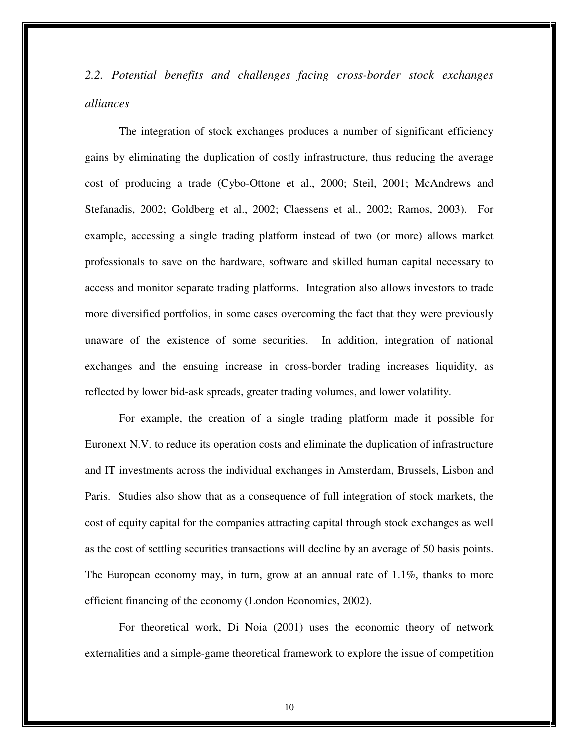### *2.2. Potential benefits and challenges facing cross-border stock exchanges alliances*

The integration of stock exchanges produces a number of significant efficiency gains by eliminating the duplication of costly infrastructure, thus reducing the average cost of producing a trade (Cybo-Ottone et al., 2000; Steil, 2001; McAndrews and Stefanadis, 2002; Goldberg et al., 2002; Claessens et al., 2002; Ramos, 2003). For example, accessing a single trading platform instead of two (or more) allows market professionals to save on the hardware, software and skilled human capital necessary to access and monitor separate trading platforms. Integration also allows investors to trade more diversified portfolios, in some cases overcoming the fact that they were previously unaware of the existence of some securities. In addition, integration of national exchanges and the ensuing increase in cross-border trading increases liquidity, as reflected by lower bid-ask spreads, greater trading volumes, and lower volatility.

For example, the creation of a single trading platform made it possible for Euronext N.V. to reduce its operation costs and eliminate the duplication of infrastructure and IT investments across the individual exchanges in Amsterdam, Brussels, Lisbon and Paris. Studies also show that as a consequence of full integration of stock markets, the cost of equity capital for the companies attracting capital through stock exchanges as well as the cost of settling securities transactions will decline by an average of 50 basis points. The European economy may, in turn, grow at an annual rate of 1.1%, thanks to more efficient financing of the economy (London Economics, 2002).

For theoretical work, Di Noia (2001) uses the economic theory of network externalities and a simple-game theoretical framework to explore the issue of competition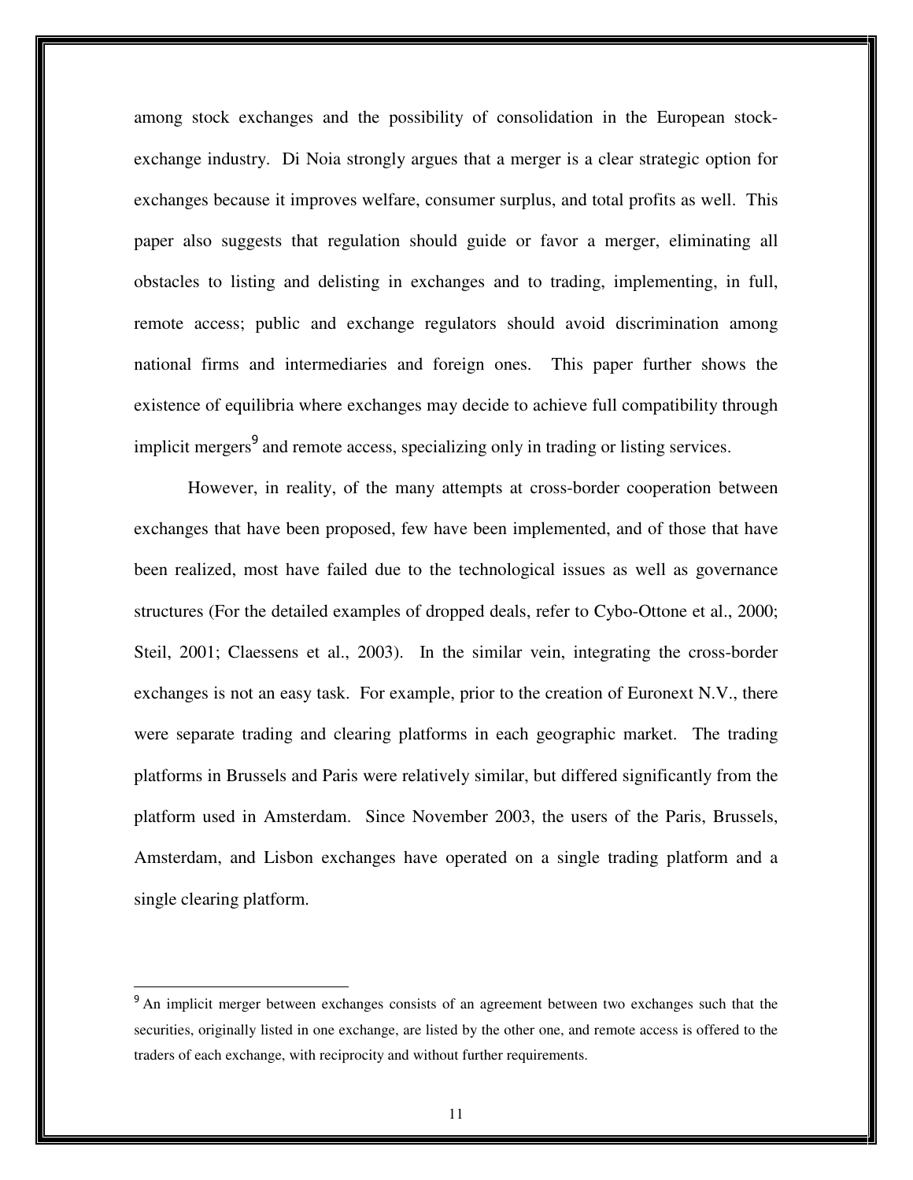among stock exchanges and the possibility of consolidation in the European stock-exchange industry. Di Noia strongly argues that a merger is a clear strategic option for exchanges because it improves welfare, consumer surplus, and total profits as well. This paper also suggests that regulation should guide or favor a merger, eliminating all obstacles to listing and delisting in exchanges and to trading, implementing, in full, remote access; public and exchange regulators should avoid discrimination among national firms and intermediaries and foreign ones. This paper further shows the existence of equilibria where exchanges may decide to achieve full compatibility through implicit mergers[9] and remote access, specializing only in trading or listing services.

However, in reality, of the many attempts at cross-border cooperation between exchanges that have been proposed, few have been implemented, and of those that have been realized, most have failed due to the technological issues as well as governance structures (For the detailed examples of dropped deals, refer to Cybo-Ottone et al., 2000; Steil, 2001; Claessens et al., 2003). In the similar vein, integrating the cross-border exchanges is not an easy task. For example, prior to the creation of Euronext N.V., there were separate trading and clearing platforms in each geographic market. The trading platforms in Brussels and Paris were relatively similar, but differed significantly from the platform used in Amsterdam. Since November 2003, the users of the Paris, Brussels, Amsterdam, and Lisbon exchanges have operated on a single trading platform and a single clearing platform.

---

[9] An implicit merger between exchanges consists of an agreement between two exchanges such that the securities, originally listed in one exchange, are listed by the other one, and remote access is offered to the traders of each exchange, with reciprocity and without further requirements.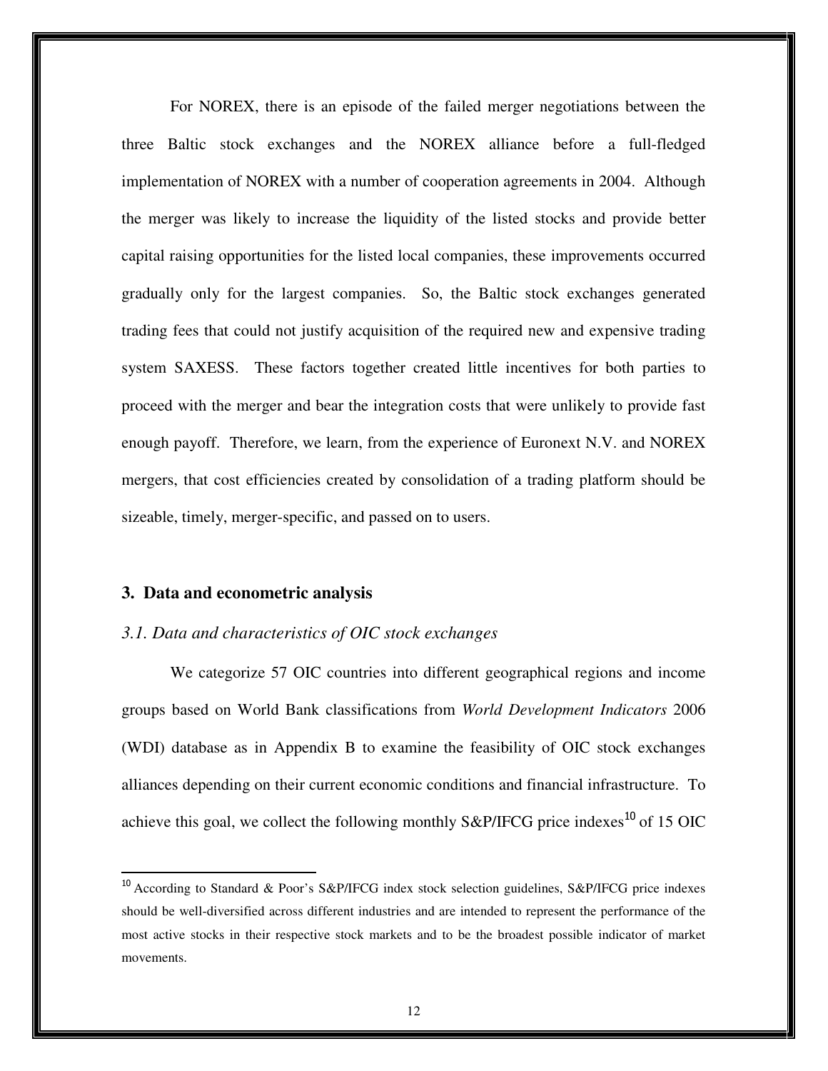For NOREX, there is an episode of the failed merger negotiations between the three Baltic stock exchanges and the NOREX alliance before a full-fledged implementation of NOREX with a number of cooperation agreements in 2004. Although the merger was likely to increase the liquidity of the listed stocks and provide better capital raising opportunities for the listed local companies, these improvements occurred gradually only for the largest companies. So, the Baltic stock exchanges generated trading fees that could not justify acquisition of the required new and expensive trading system SAXESS. These factors together created little incentives for both parties to proceed with the merger and bear the integration costs that were unlikely to provide fast enough payoff. Therefore, we learn, from the experience of Euronext N.V. and NOREX mergers, that cost efficiencies created by consolidation of a trading platform should be sizeable, timely, merger-specific, and passed on to users.

## 3. Data and econometric analysis

### *3.1. Data and characteristics of OIC stock exchanges*

We categorize 57 OIC countries into different geographical regions and income groups based on World Bank classifications from *World Development Indicators* 2006 (WDI) database as in Appendix B to examine the feasibility of OIC stock exchanges alliances depending on their current economic conditions and financial infrastructure. To achieve this goal, we collect the following monthly S&P/IFCG price indexes[10] of 15 OIC

---

[10] According to Standard & Poor's S&P/IFCG index stock selection guidelines, S&P/IFCG price indexes should be well-diversified across different industries and are intended to represent the performance of the most active stocks in their respective stock markets and to be the broadest possible indicator of market movements.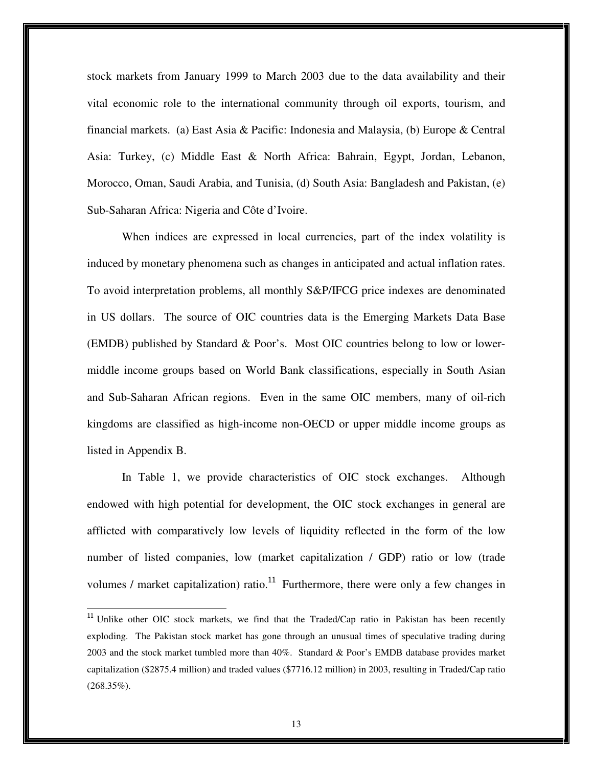stock markets from January 1999 to March 2003 due to the data availability and their vital economic role to the international community through oil exports, tourism, and financial markets. (a) East Asia & Pacific: Indonesia and Malaysia, (b) Europe & Central Asia: Turkey, (c) Middle East & North Africa: Bahrain, Egypt, Jordan, Lebanon, Morocco, Oman, Saudi Arabia, and Tunisia, (d) South Asia: Bangladesh and Pakistan, (e) Sub-Saharan Africa: Nigeria and Côte d'Ivoire.

When indices are expressed in local currencies, part of the index volatility is induced by monetary phenomena such as changes in anticipated and actual inflation rates. To avoid interpretation problems, all monthly S&P/IFCG price indexes are denominated in US dollars. The source of OIC countries data is the Emerging Markets Data Base (EMDB) published by Standard & Poor's. Most OIC countries belong to low or lower-middle income groups based on World Bank classifications, especially in South Asian and Sub-Saharan African regions. Even in the same OIC members, many of oil-rich kingdoms are classified as high-income non-OECD or upper middle income groups as listed in Appendix B.

In Table 1, we provide characteristics of OIC stock exchanges. Although endowed with high potential for development, the OIC stock exchanges in general are afflicted with comparatively low levels of liquidity reflected in the form of the low number of listed companies, low (market capitalization / GDP) ratio or low (trade volumes / market capitalization) ratio.[11] Furthermore, there were only a few changes in

---

[11] Unlike other OIC stock markets, we find that the Traded/Cap ratio in Pakistan has been recently exploding. The Pakistan stock market has gone through an unusual times of speculative trading during 2003 and the stock market tumbled more than 40%. Standard & Poor's EMDB database provides market capitalization ($2875.4 million) and traded values ($7716.12 million) in 2003, resulting in Traded/Cap ratio (268.35%).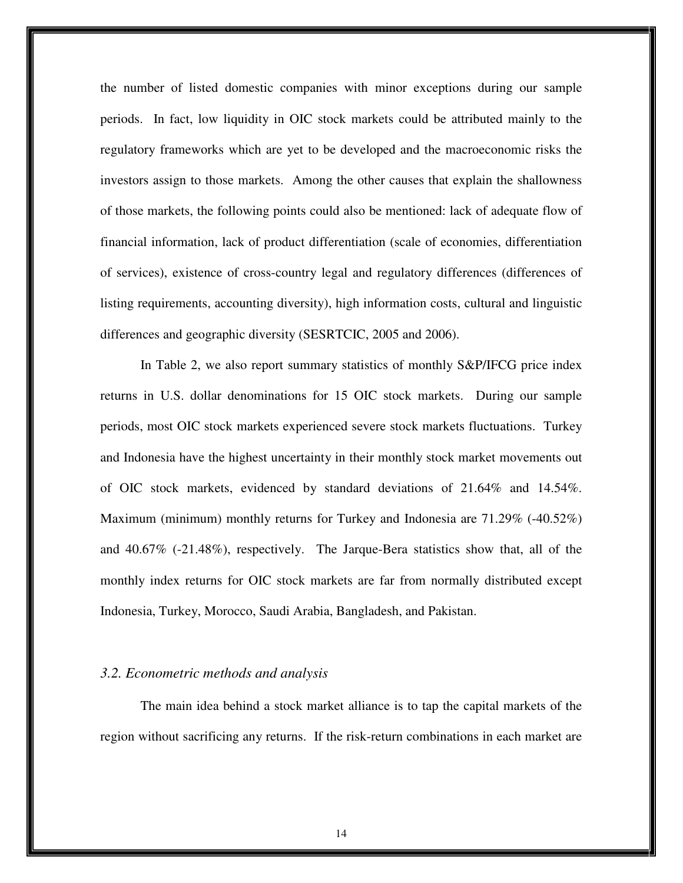the number of listed domestic companies with minor exceptions during our sample periods. In fact, low liquidity in OIC stock markets could be attributed mainly to the regulatory frameworks which are yet to be developed and the macroeconomic risks the investors assign to those markets. Among the other causes that explain the shallowness of those markets, the following points could also be mentioned: lack of adequate flow of financial information, lack of product differentiation (scale of economies, differentiation of services), existence of cross-country legal and regulatory differences (differences of listing requirements, accounting diversity), high information costs, cultural and linguistic differences and geographic diversity (SESRTCIC, 2005 and 2006).

In Table 2, we also report summary statistics of monthly S&P/IFCG price index returns in U.S. dollar denominations for 15 OIC stock markets. During our sample periods, most OIC stock markets experienced severe stock markets fluctuations. Turkey and Indonesia have the highest uncertainty in their monthly stock market movements out of OIC stock markets, evidenced by standard deviations of 21.64% and 14.54%. Maximum (minimum) monthly returns for Turkey and Indonesia are 71.29% (-40.52%) and 40.67% (-21.48%), respectively. The Jarque-Bera statistics show that, all of the monthly index returns for OIC stock markets are far from normally distributed except Indonesia, Turkey, Morocco, Saudi Arabia, Bangladesh, and Pakistan.

### *3.2. Econometric methods and analysis*

The main idea behind a stock market alliance is to tap the capital markets of the region without sacrificing any returns. If the risk-return combinations in each market are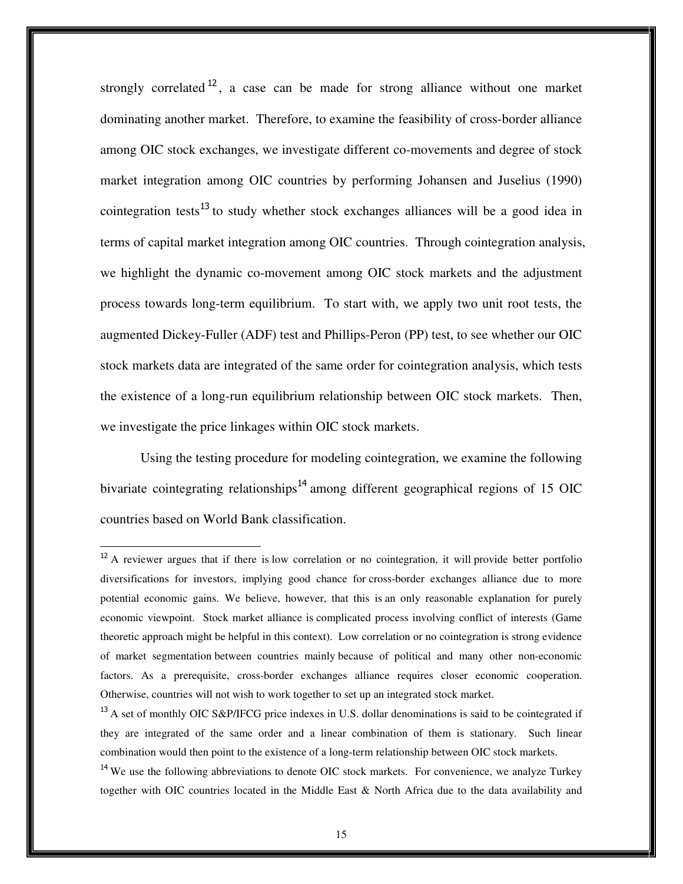strongly correlated[12], a case can be made for strong alliance without one market dominating another market. Therefore, to examine the feasibility of cross-border alliance among OIC stock exchanges, we investigate different co-movements and degree of stock market integration among OIC countries by performing Johansen and Juselius (1990) cointegration tests[13] to study whether stock exchanges alliances will be a good idea in terms of capital market integration among OIC countries. Through cointegration analysis, we highlight the dynamic co-movement among OIC stock markets and the adjustment process towards long-term equilibrium. To start with, we apply two unit root tests, the augmented Dickey-Fuller (ADF) test and Phillips-Peron (PP) test, to see whether our OIC stock markets data are integrated of the same order for cointegration analysis, which tests the existence of a long-run equilibrium relationship between OIC stock markets. Then, we investigate the price linkages within OIC stock markets.

Using the testing procedure for modeling cointegration, we examine the following bivariate cointegrating relationships[14] among different geographical regions of 15 OIC countries based on World Bank classification.

---

[12] A reviewer argues that if there is low correlation or no cointegration, it will provide better portfolio diversifications for investors, implying good chance for cross-border exchanges alliance due to more potential economic gains. We believe, however, that this is an only reasonable explanation for purely economic viewpoint. Stock market alliance is complicated process involving conflict of interests (Game theoretic approach might be helpful in this context). Low correlation or no cointegration is strong evidence of market segmentation between countries mainly because of political and many other non-economic factors. As a prerequisite, cross-border exchanges alliance requires closer economic cooperation. Otherwise, countries will not wish to work together to set up an integrated stock market.

[13] A set of monthly OIC S&P/IFCG price indexes in U.S. dollar denominations is said to be cointegrated if they are integrated of the same order and a linear combination of them is stationary. Such linear combination would then point to the existence of a long-term relationship between OIC stock markets.

[14] We use the following abbreviations to denote OIC stock markets. For convenience, we analyze Turkey together with OIC countries located in the Middle East & North Africa due to the data availability and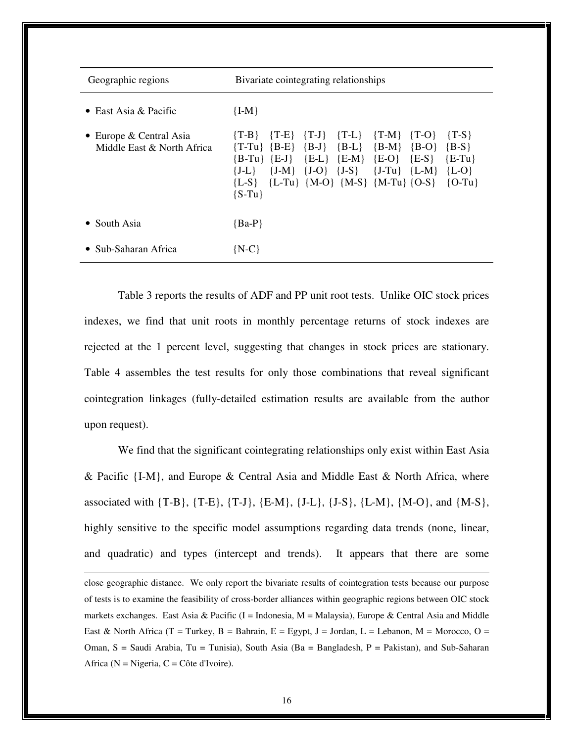| Geographic regions | Bivariate cointegrating relationships |
|---|---|
| • East Asia & Pacific | {I-M} |
| • Europe & Central Asia Middle East & North Africa | {T-B} {T-E} {T-J} {T-L} {T-M} {T-O} {T-S} {T-Tu} {B-E} {B-J} {B-L} {B-M} {B-O} {B-S} {B-Tu} {E-J} {E-L} {E-M} {E-O} {E-S} {E-Tu} {J-L} {J-M} {J-O} {J-S} {J-Tu} {L-M} {L-O} {L-S} {L-Tu} {M-O} {M-S} {M-Tu} {O-S} {O-Tu} {S-Tu} |
| • South Asia | {Ba-P} |
| • Sub-Saharan Africa | {N-C} |

Table 3 reports the results of ADF and PP unit root tests. Unlike OIC stock prices indexes, we find that unit roots in monthly percentage returns of stock indexes are rejected at the 1 percent level, suggesting that changes in stock prices are stationary. Table 4 assembles the test results for only those combinations that reveal significant cointegration linkages (fully-detailed estimation results are available from the author upon request).

We find that the significant cointegrating relationships only exist within East Asia & Pacific {I-M}, and Europe & Central Asia and Middle East & North Africa, where associated with {T-B}, {T-E}, {T-J}, {E-M}, {J-L}, {J-S}, {L-M}, {M-O}, and {M-S}, highly sensitive to the specific model assumptions regarding data trends (none, linear, and quadratic) and types (intercept and trends). It appears that there are some

---

close geographic distance. We only report the bivariate results of cointegration tests because our purpose of tests is to examine the feasibility of cross-border alliances within geographic regions between OIC stock markets exchanges. East Asia & Pacific (I = Indonesia, M = Malaysia), Europe & Central Asia and Middle East & North Africa (T = Turkey, B = Bahrain, E = Egypt, J = Jordan, L = Lebanon, M = Morocco, O = Oman, S = Saudi Arabia, Tu = Tunisia), South Asia (Ba = Bangladesh, P = Pakistan), and Sub-Saharan Africa (N = Nigeria, C = Côte d'Ivoire).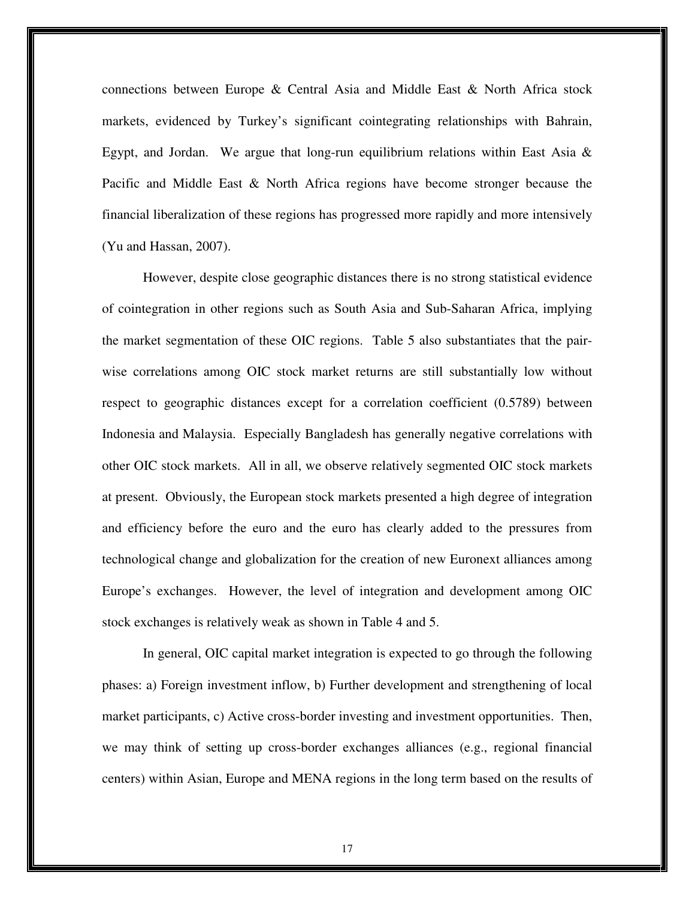connections between Europe & Central Asia and Middle East & North Africa stock markets, evidenced by Turkey's significant cointegrating relationships with Bahrain, Egypt, and Jordan. We argue that long-run equilibrium relations within East Asia & Pacific and Middle East & North Africa regions have become stronger because the financial liberalization of these regions has progressed more rapidly and more intensively (Yu and Hassan, 2007).

However, despite close geographic distances there is no strong statistical evidence of cointegration in other regions such as South Asia and Sub-Saharan Africa, implying the market segmentation of these OIC regions. Table 5 also substantiates that the pair-wise correlations among OIC stock market returns are still substantially low without respect to geographic distances except for a correlation coefficient (0.5789) between Indonesia and Malaysia. Especially Bangladesh has generally negative correlations with other OIC stock markets. All in all, we observe relatively segmented OIC stock markets at present. Obviously, the European stock markets presented a high degree of integration and efficiency before the euro and the euro has clearly added to the pressures from technological change and globalization for the creation of new Euronext alliances among Europe's exchanges. However, the level of integration and development among OIC stock exchanges is relatively weak as shown in Table 4 and 5.

In general, OIC capital market integration is expected to go through the following phases: a) Foreign investment inflow, b) Further development and strengthening of local market participants, c) Active cross-border investing and investment opportunities. Then, we may think of setting up cross-border exchanges alliances (e.g., regional financial centers) within Asian, Europe and MENA regions in the long term based on the results of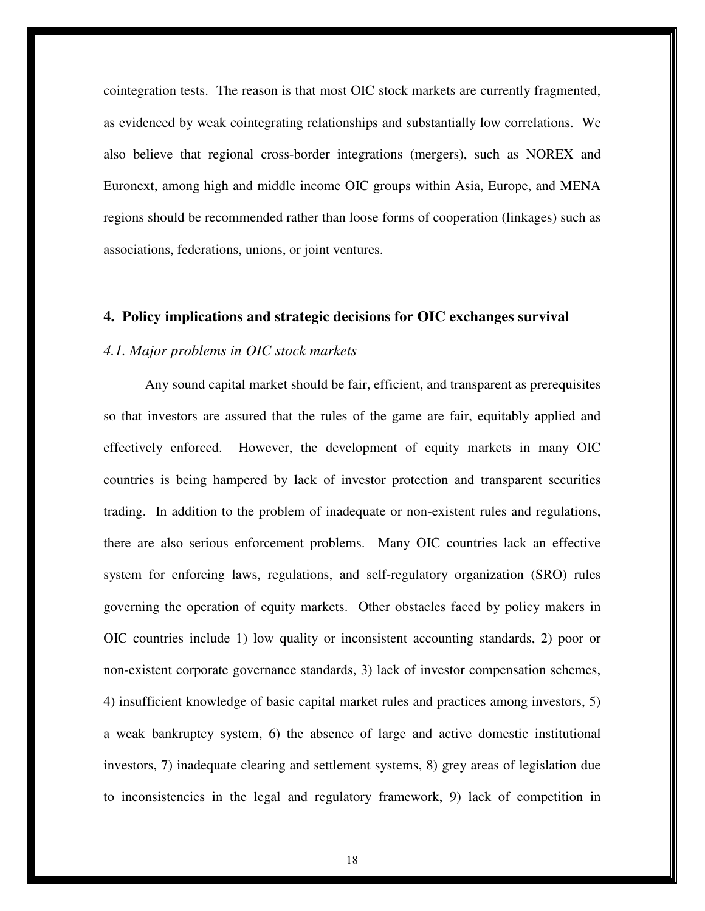cointegration tests. The reason is that most OIC stock markets are currently fragmented, as evidenced by weak cointegrating relationships and substantially low correlations. We also believe that regional cross-border integrations (mergers), such as NOREX and Euronext, among high and middle income OIC groups within Asia, Europe, and MENA regions should be recommended rather than loose forms of cooperation (linkages) such as associations, federations, unions, or joint ventures.

## 4. Policy implications and strategic decisions for OIC exchanges survival

### *4.1. Major problems in OIC stock markets*

Any sound capital market should be fair, efficient, and transparent as prerequisites so that investors are assured that the rules of the game are fair, equitably applied and effectively enforced. However, the development of equity markets in many OIC countries is being hampered by lack of investor protection and transparent securities trading. In addition to the problem of inadequate or non-existent rules and regulations, there are also serious enforcement problems. Many OIC countries lack an effective system for enforcing laws, regulations, and self-regulatory organization (SRO) rules governing the operation of equity markets. Other obstacles faced by policy makers in OIC countries include 1) low quality or inconsistent accounting standards, 2) poor or non-existent corporate governance standards, 3) lack of investor compensation schemes, 4) insufficient knowledge of basic capital market rules and practices among investors, 5) a weak bankruptcy system, 6) the absence of large and active domestic institutional investors, 7) inadequate clearing and settlement systems, 8) grey areas of legislation due to inconsistencies in the legal and regulatory framework, 9) lack of competition in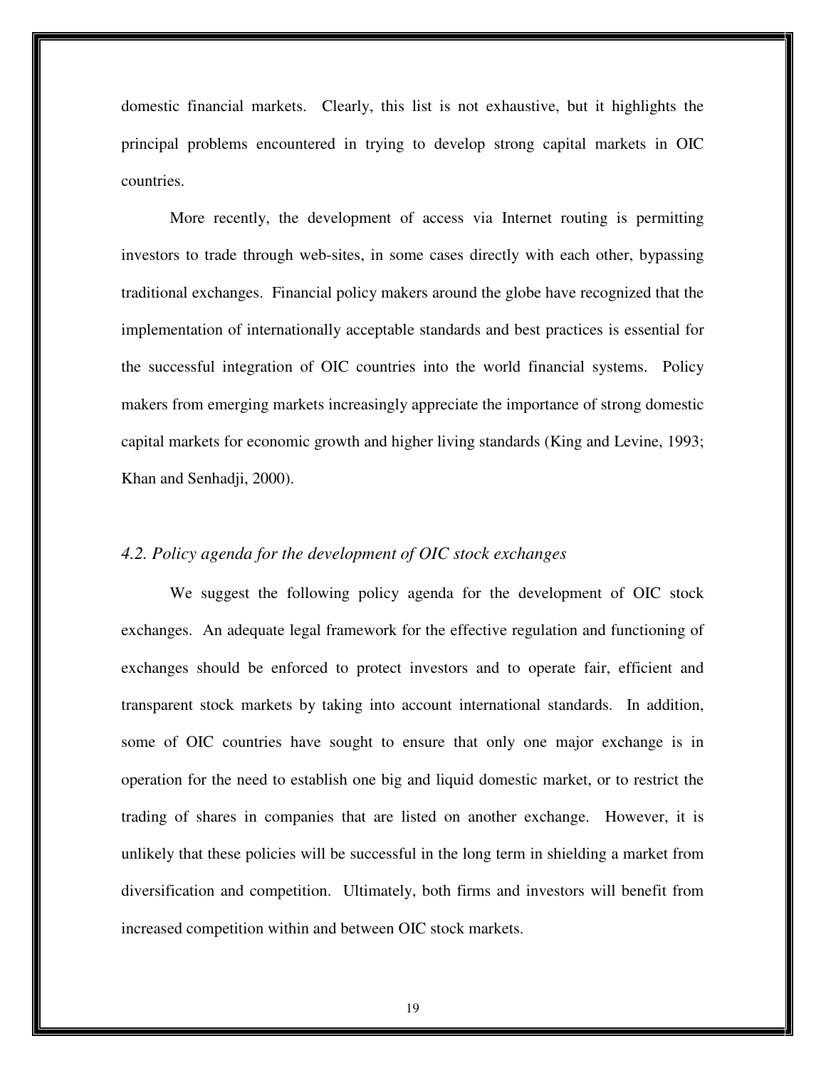domestic financial markets. Clearly, this list is not exhaustive, but it highlights the principal problems encountered in trying to develop strong capital markets in OIC countries.

More recently, the development of access via Internet routing is permitting investors to trade through web-sites, in some cases directly with each other, bypassing traditional exchanges. Financial policy makers around the globe have recognized that the implementation of internationally acceptable standards and best practices is essential for the successful integration of OIC countries into the world financial systems. Policy makers from emerging markets increasingly appreciate the importance of strong domestic capital markets for economic growth and higher living standards (King and Levine, 1993; Khan and Senhadji, 2000).

### *4.2. Policy agenda for the development of OIC stock exchanges*

We suggest the following policy agenda for the development of OIC stock exchanges. An adequate legal framework for the effective regulation and functioning of exchanges should be enforced to protect investors and to operate fair, efficient and transparent stock markets by taking into account international standards. In addition, some of OIC countries have sought to ensure that only one major exchange is in operation for the need to establish one big and liquid domestic market, or to restrict the trading of shares in companies that are listed on another exchange. However, it is unlikely that these policies will be successful in the long term in shielding a market from diversification and competition. Ultimately, both firms and investors will benefit from increased competition within and between OIC stock markets.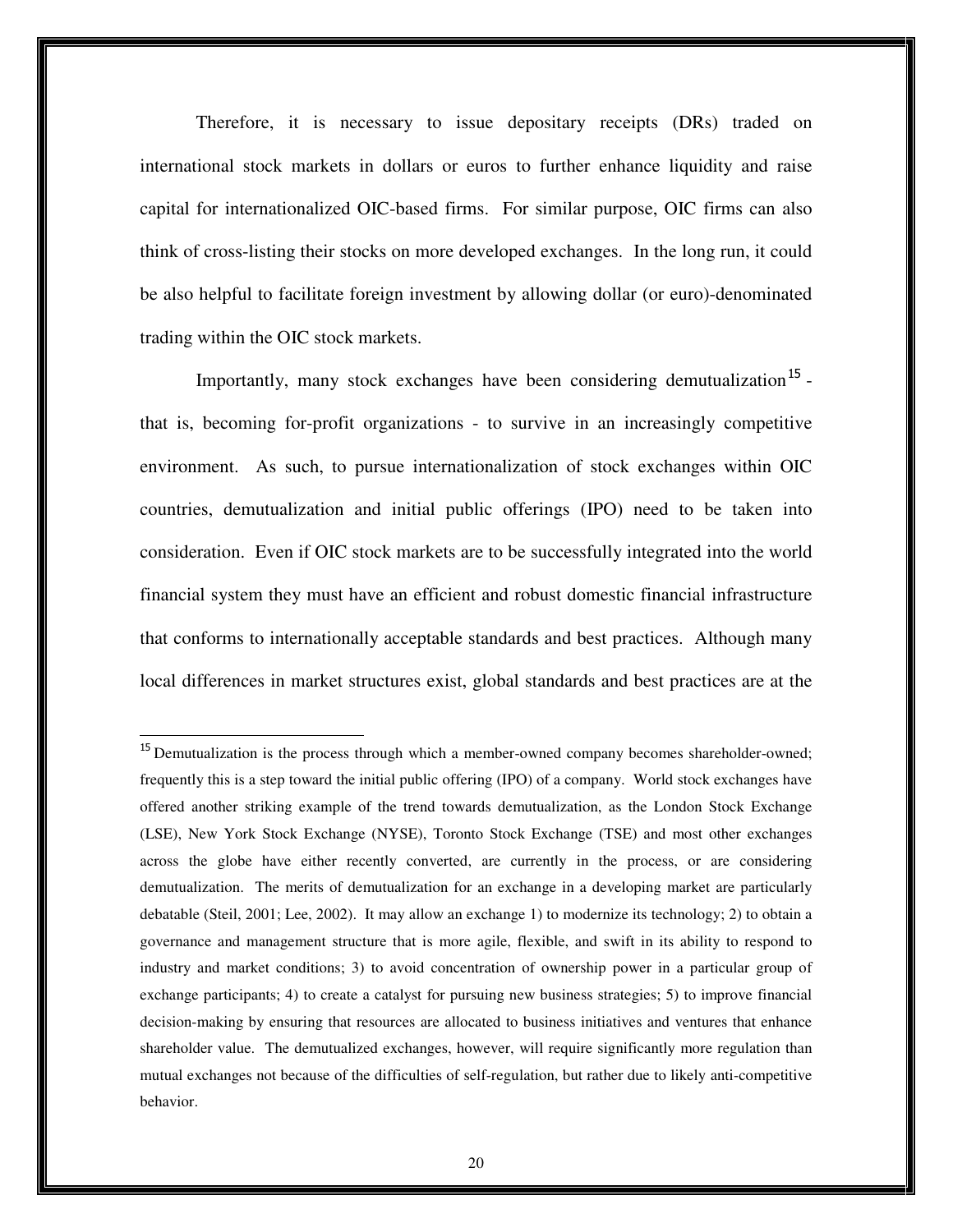Therefore, it is necessary to issue depositary receipts (DRs) traded on international stock markets in dollars or euros to further enhance liquidity and raise capital for internationalized OIC-based firms. For similar purpose, OIC firms can also think of cross-listing their stocks on more developed exchanges. In the long run, it could be also helpful to facilitate foreign investment by allowing dollar (or euro)-denominated trading within the OIC stock markets.

Importantly, many stock exchanges have been considering demutualization[15] - that is, becoming for-profit organizations - to survive in an increasingly competitive environment. As such, to pursue internationalization of stock exchanges within OIC countries, demutualization and initial public offerings (IPO) need to be taken into consideration. Even if OIC stock markets are to be successfully integrated into the world financial system they must have an efficient and robust domestic financial infrastructure that conforms to internationally acceptable standards and best practices. Although many local differences in market structures exist, global standards and best practices are at the

---

[15] Demutualization is the process through which a member-owned company becomes shareholder-owned; frequently this is a step toward the initial public offering (IPO) of a company. World stock exchanges have offered another striking example of the trend towards demutualization, as the London Stock Exchange (LSE), New York Stock Exchange (NYSE), Toronto Stock Exchange (TSE) and most other exchanges across the globe have either recently converted, are currently in the process, or are considering demutualization. The merits of demutualization for an exchange in a developing market are particularly debatable (Steil, 2001; Lee, 2002). It may allow an exchange 1) to modernize its technology; 2) to obtain a governance and management structure that is more agile, flexible, and swift in its ability to respond to industry and market conditions; 3) to avoid concentration of ownership power in a particular group of exchange participants; 4) to create a catalyst for pursuing new business strategies; 5) to improve financial decision-making by ensuring that resources are allocated to business initiatives and ventures that enhance shareholder value. The demutualized exchanges, however, will require significantly more regulation than mutual exchanges not because of the difficulties of self-regulation, but rather due to likely anti-competitive behavior.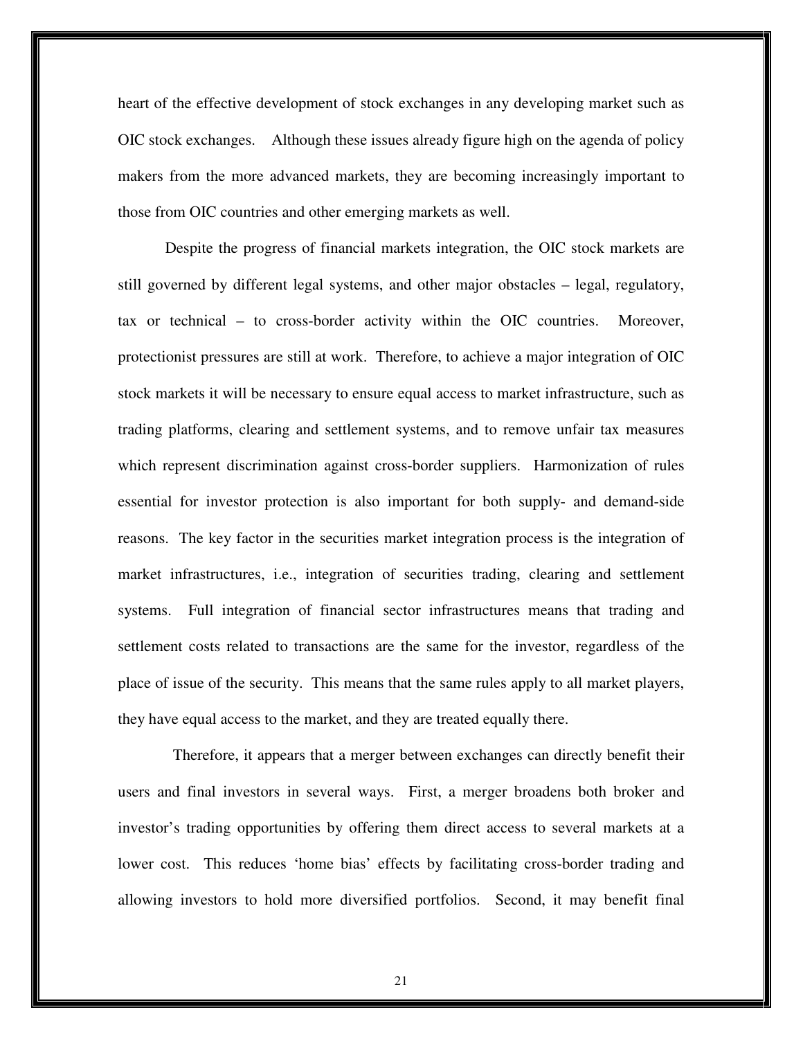heart of the effective development of stock exchanges in any developing market such as OIC stock exchanges. Although these issues already figure high on the agenda of policy makers from the more advanced markets, they are becoming increasingly important to those from OIC countries and other emerging markets as well.

Despite the progress of financial markets integration, the OIC stock markets are still governed by different legal systems, and other major obstacles – legal, regulatory, tax or technical – to cross-border activity within the OIC countries. Moreover, protectionist pressures are still at work. Therefore, to achieve a major integration of OIC stock markets it will be necessary to ensure equal access to market infrastructure, such as trading platforms, clearing and settlement systems, and to remove unfair tax measures which represent discrimination against cross-border suppliers. Harmonization of rules essential for investor protection is also important for both supply- and demand-side reasons. The key factor in the securities market integration process is the integration of market infrastructures, i.e., integration of securities trading, clearing and settlement systems. Full integration of financial sector infrastructures means that trading and settlement costs related to transactions are the same for the investor, regardless of the place of issue of the security. This means that the same rules apply to all market players, they have equal access to the market, and they are treated equally there.

Therefore, it appears that a merger between exchanges can directly benefit their users and final investors in several ways. First, a merger broadens both broker and investor's trading opportunities by offering them direct access to several markets at a lower cost. This reduces 'home bias' effects by facilitating cross-border trading and allowing investors to hold more diversified portfolios. Second, it may benefit final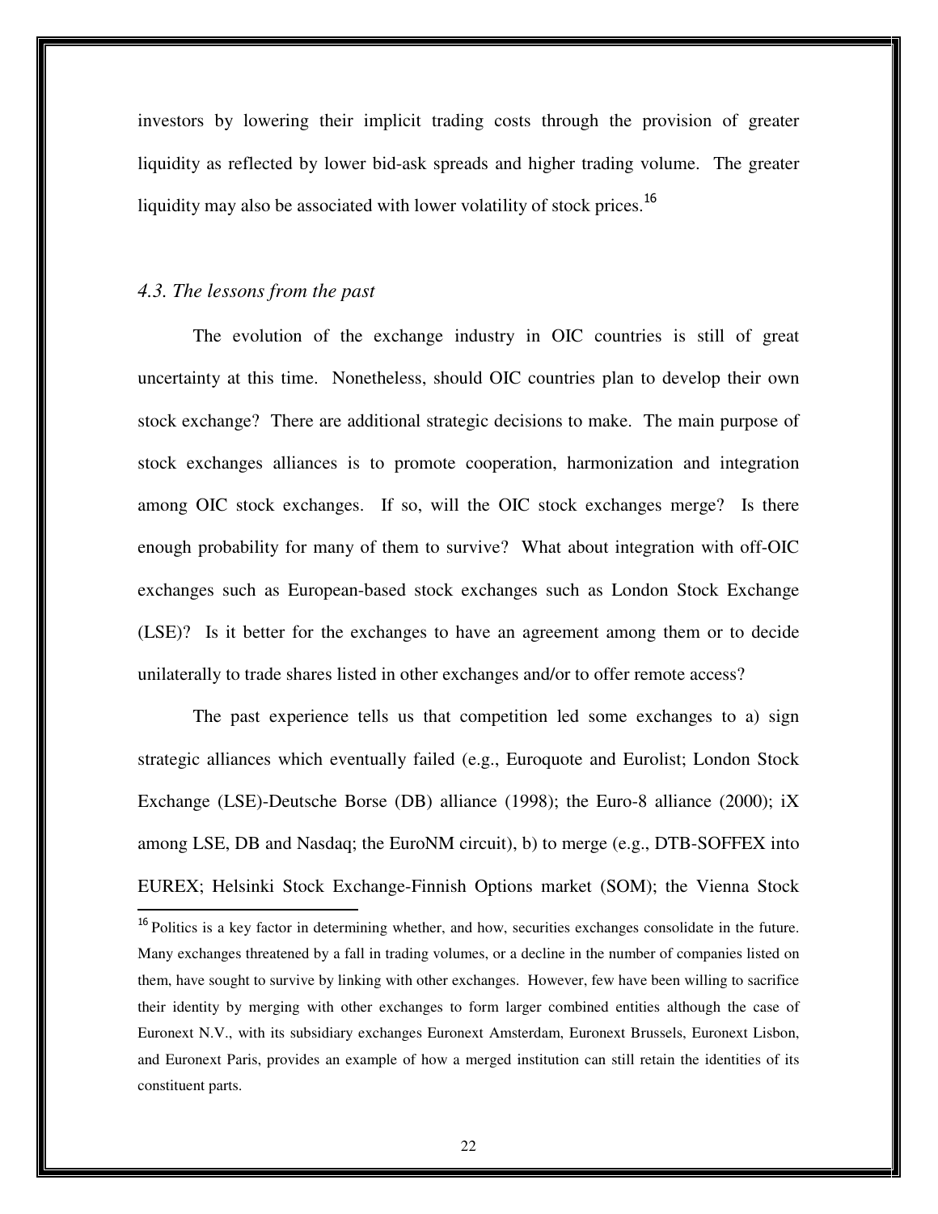investors by lowering their implicit trading costs through the provision of greater liquidity as reflected by lower bid-ask spreads and higher trading volume. The greater liquidity may also be associated with lower volatility of stock prices.[16]

### *4.3. The lessons from the past*

The evolution of the exchange industry in OIC countries is still of great uncertainty at this time. Nonetheless, should OIC countries plan to develop their own stock exchange? There are additional strategic decisions to make. The main purpose of stock exchanges alliances is to promote cooperation, harmonization and integration among OIC stock exchanges. If so, will the OIC stock exchanges merge? Is there enough probability for many of them to survive? What about integration with off-OIC exchanges such as European-based stock exchanges such as London Stock Exchange (LSE)? Is it better for the exchanges to have an agreement among them or to decide unilaterally to trade shares listed in other exchanges and/or to offer remote access?

The past experience tells us that competition led some exchanges to a) sign strategic alliances which eventually failed (e.g., Euroquote and Eurolist; London Stock Exchange (LSE)-Deutsche Borse (DB) alliance (1998); the Euro-8 alliance (2000); iX among LSE, DB and Nasdaq; the EuroNM circuit), b) to merge (e.g., DTB-SOFFEX into EUREX; Helsinki Stock Exchange-Finnish Options market (SOM); the Vienna Stock

---

[16] Politics is a key factor in determining whether, and how, securities exchanges consolidate in the future. Many exchanges threatened by a fall in trading volumes, or a decline in the number of companies listed on them, have sought to survive by linking with other exchanges. However, few have been willing to sacrifice their identity by merging with other exchanges to form larger combined entities although the case of Euronext N.V., with its subsidiary exchanges Euronext Amsterdam, Euronext Brussels, Euronext Lisbon, and Euronext Paris, provides an example of how a merged institution can still retain the identities of its constituent parts.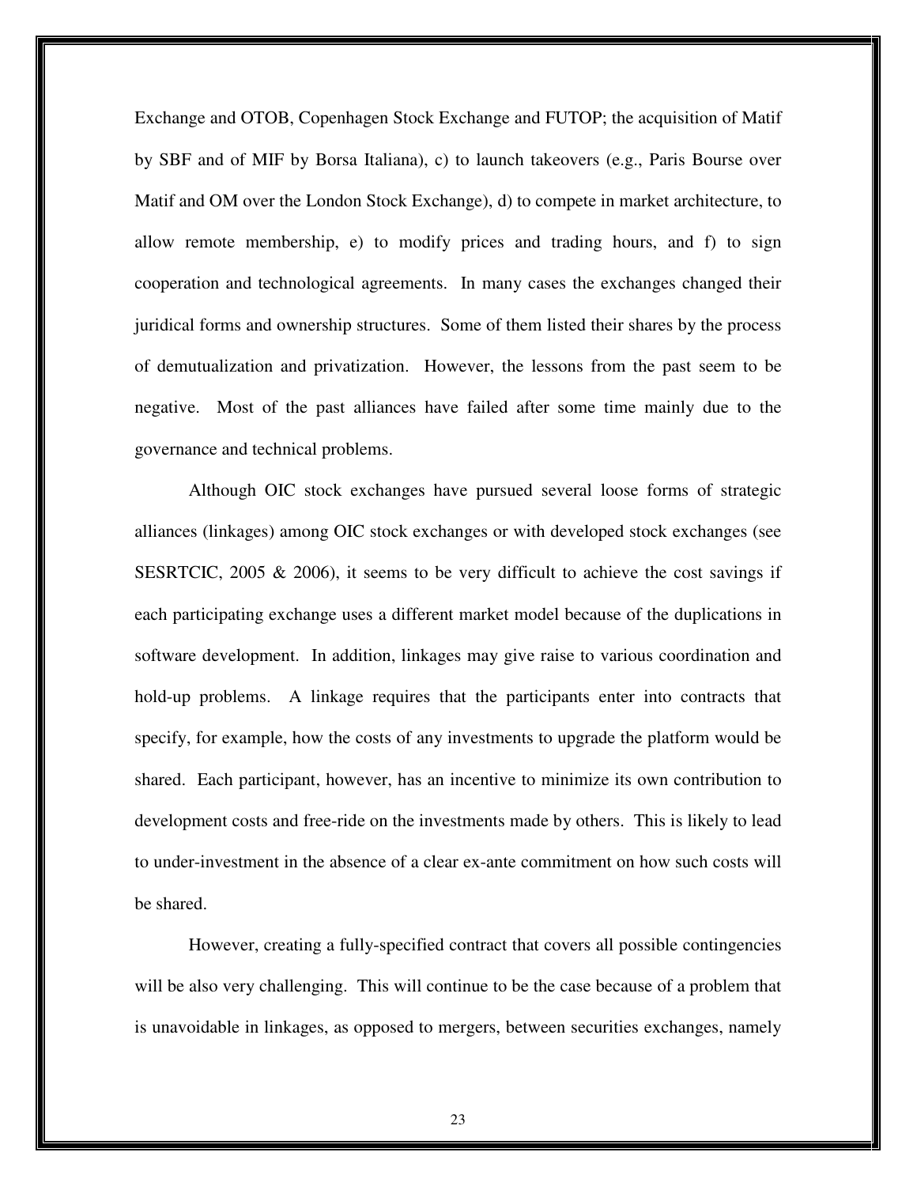Exchange and OTOB, Copenhagen Stock Exchange and FUTOP; the acquisition of Matif by SBF and of MIF by Borsa Italiana), c) to launch takeovers (e.g., Paris Bourse over Matif and OM over the London Stock Exchange), d) to compete in market architecture, to allow remote membership, e) to modify prices and trading hours, and f) to sign cooperation and technological agreements. In many cases the exchanges changed their juridical forms and ownership structures. Some of them listed their shares by the process of demutualization and privatization. However, the lessons from the past seem to be negative. Most of the past alliances have failed after some time mainly due to the governance and technical problems.

Although OIC stock exchanges have pursued several loose forms of strategic alliances (linkages) among OIC stock exchanges or with developed stock exchanges (see SESRTCIC, 2005 & 2006), it seems to be very difficult to achieve the cost savings if each participating exchange uses a different market model because of the duplications in software development. In addition, linkages may give raise to various coordination and hold-up problems. A linkage requires that the participants enter into contracts that specify, for example, how the costs of any investments to upgrade the platform would be shared. Each participant, however, has an incentive to minimize its own contribution to development costs and free-ride on the investments made by others. This is likely to lead to under-investment in the absence of a clear ex-ante commitment on how such costs will be shared.

However, creating a fully-specified contract that covers all possible contingencies will be also very challenging. This will continue to be the case because of a problem that is unavoidable in linkages, as opposed to mergers, between securities exchanges, namely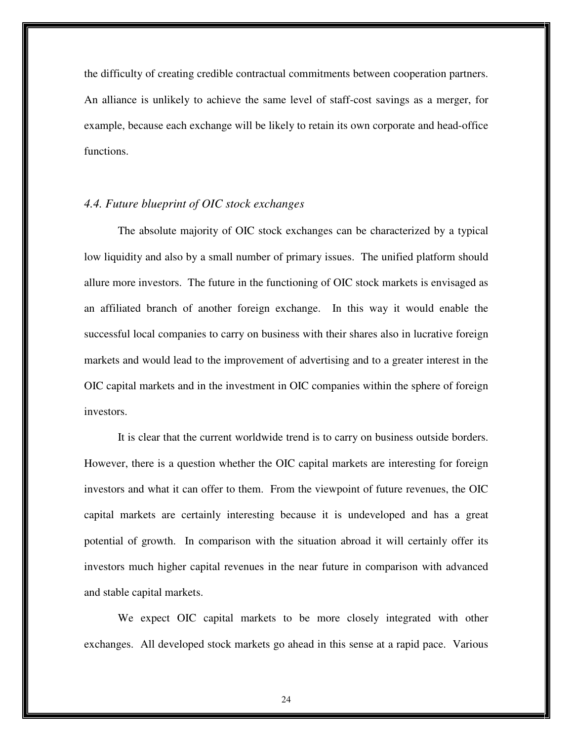the difficulty of creating credible contractual commitments between cooperation partners. An alliance is unlikely to achieve the same level of staff-cost savings as a merger, for example, because each exchange will be likely to retain its own corporate and head-office functions.

### *4.4. Future blueprint of OIC stock exchanges*

The absolute majority of OIC stock exchanges can be characterized by a typical low liquidity and also by a small number of primary issues. The unified platform should allure more investors. The future in the functioning of OIC stock markets is envisaged as an affiliated branch of another foreign exchange. In this way it would enable the successful local companies to carry on business with their shares also in lucrative foreign markets and would lead to the improvement of advertising and to a greater interest in the OIC capital markets and in the investment in OIC companies within the sphere of foreign investors.

It is clear that the current worldwide trend is to carry on business outside borders. However, there is a question whether the OIC capital markets are interesting for foreign investors and what it can offer to them. From the viewpoint of future revenues, the OIC capital markets are certainly interesting because it is undeveloped and has a great potential of growth. In comparison with the situation abroad it will certainly offer its investors much higher capital revenues in the near future in comparison with advanced and stable capital markets.

We expect OIC capital markets to be more closely integrated with other exchanges. All developed stock markets go ahead in this sense at a rapid pace. Various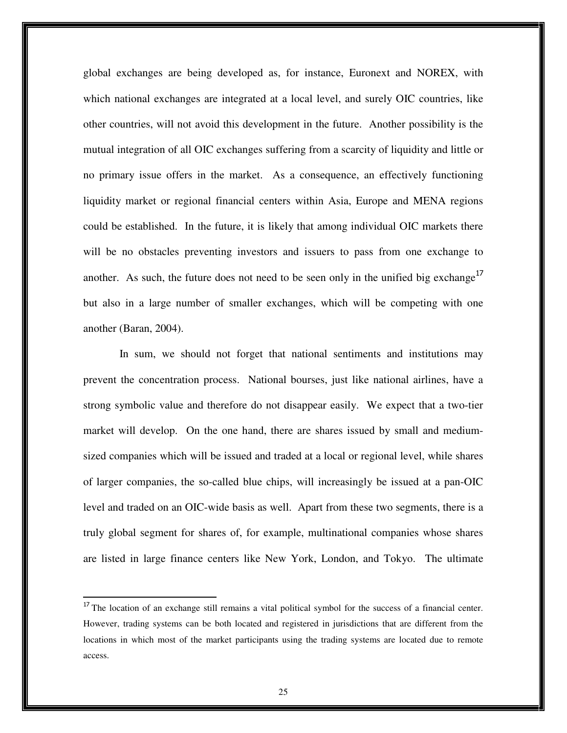global exchanges are being developed as, for instance, Euronext and NOREX, with which national exchanges are integrated at a local level, and surely OIC countries, like other countries, will not avoid this development in the future. Another possibility is the mutual integration of all OIC exchanges suffering from a scarcity of liquidity and little or no primary issue offers in the market. As a consequence, an effectively functioning liquidity market or regional financial centers within Asia, Europe and MENA regions could be established. In the future, it is likely that among individual OIC markets there will be no obstacles preventing investors and issuers to pass from one exchange to another. As such, the future does not need to be seen only in the unified big exchange[17] but also in a large number of smaller exchanges, which will be competing with one another (Baran, 2004).

In sum, we should not forget that national sentiments and institutions may prevent the concentration process. National bourses, just like national airlines, have a strong symbolic value and therefore do not disappear easily. We expect that a two-tier market will develop. On the one hand, there are shares issued by small and medium-sized companies which will be issued and traded at a local or regional level, while shares of larger companies, the so-called blue chips, will increasingly be issued at a pan-OIC level and traded on an OIC-wide basis as well. Apart from these two segments, there is a truly global segment for shares of, for example, multinational companies whose shares are listed in large finance centers like New York, London, and Tokyo. The ultimate

---

[17] The location of an exchange still remains a vital political symbol for the success of a financial center. However, trading systems can be both located and registered in jurisdictions that are different from the locations in which most of the market participants using the trading systems are located due to remote access.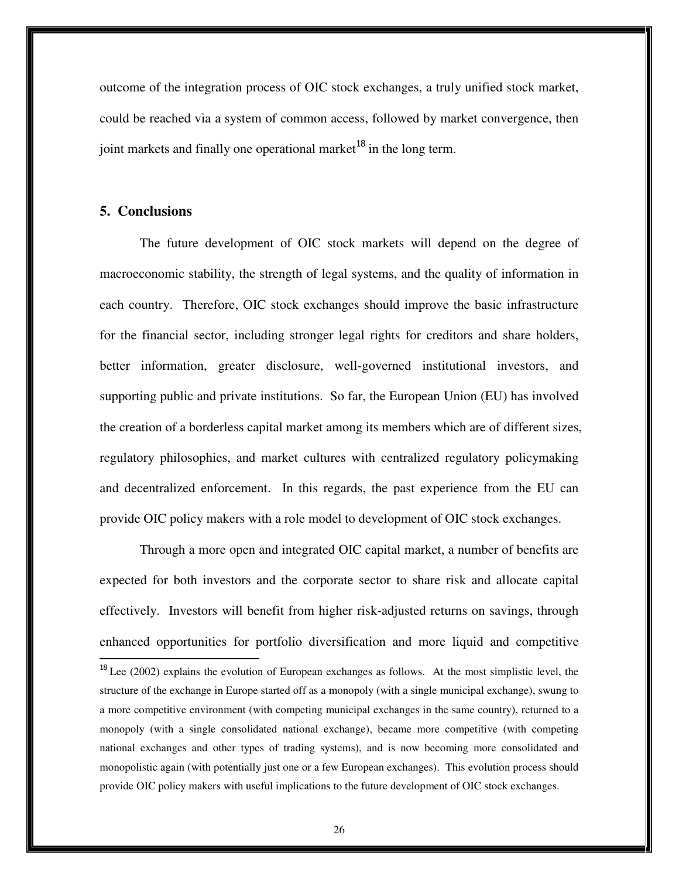outcome of the integration process of OIC stock exchanges, a truly unified stock market, could be reached via a system of common access, followed by market convergence, then joint markets and finally one operational market[18] in the long term.

## 5. Conclusions

The future development of OIC stock markets will depend on the degree of macroeconomic stability, the strength of legal systems, and the quality of information in each country. Therefore, OIC stock exchanges should improve the basic infrastructure for the financial sector, including stronger legal rights for creditors and share holders, better information, greater disclosure, well-governed institutional investors, and supporting public and private institutions. So far, the European Union (EU) has involved the creation of a borderless capital market among its members which are of different sizes, regulatory philosophies, and market cultures with centralized regulatory policymaking and decentralized enforcement. In this regards, the past experience from the EU can provide OIC policy makers with a role model to development of OIC stock exchanges.

Through a more open and integrated OIC capital market, a number of benefits are expected for both investors and the corporate sector to share risk and allocate capital effectively. Investors will benefit from higher risk-adjusted returns on savings, through enhanced opportunities for portfolio diversification and more liquid and competitive

---

[18] Lee (2002) explains the evolution of European exchanges as follows. At the most simplistic level, the structure of the exchange in Europe started off as a monopoly (with a single municipal exchange), swung to a more competitive environment (with competing municipal exchanges in the same country), returned to a monopoly (with a single consolidated national exchange), became more competitive (with competing national exchanges and other types of trading systems), and is now becoming more consolidated and monopolistic again (with potentially just one or a few European exchanges). This evolution process should provide OIC policy makers with useful implications to the future development of OIC stock exchanges.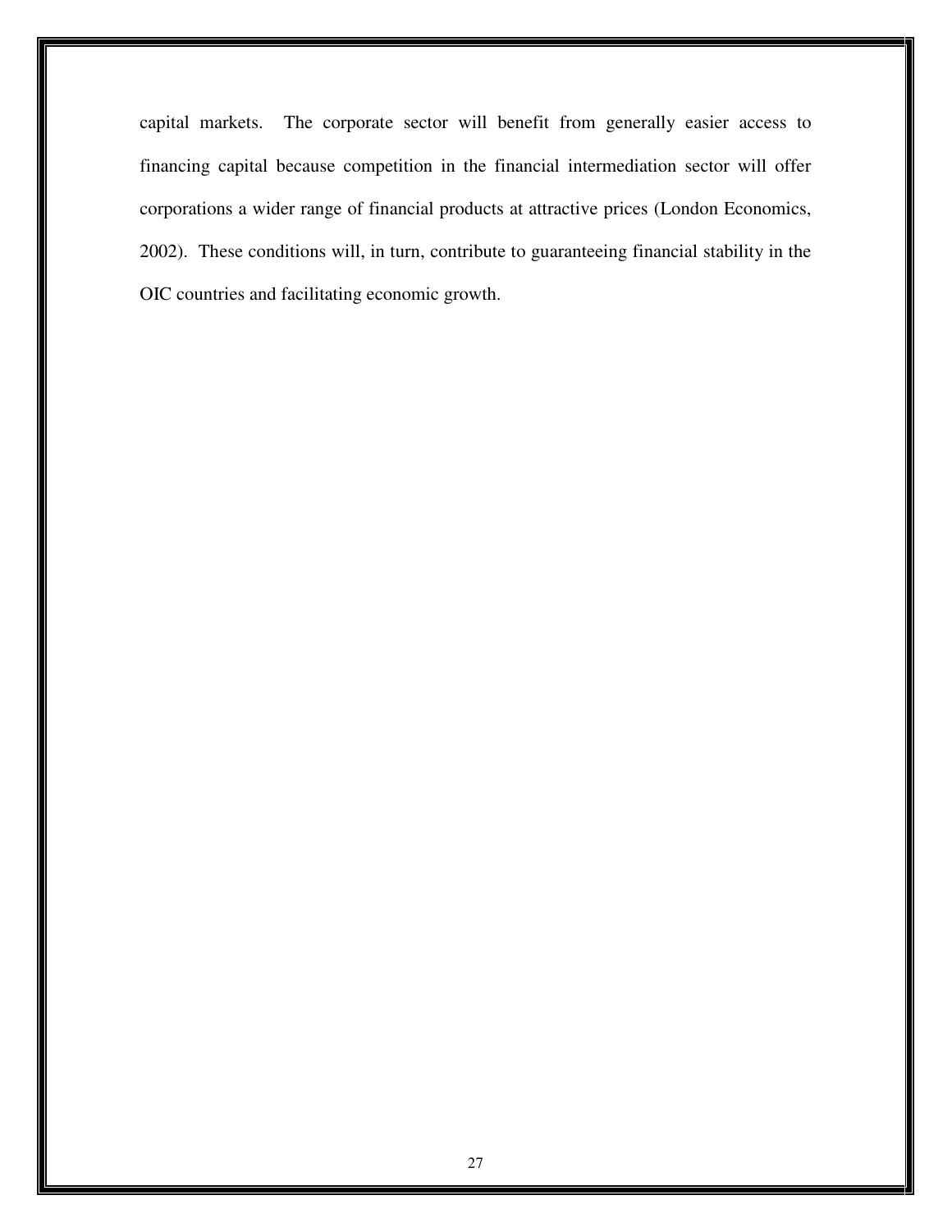capital markets. The corporate sector will benefit from generally easier access to financing capital because competition in the financial intermediation sector will offer corporations a wider range of financial products at attractive prices (London Economics, 2002). These conditions will, in turn, contribute to guaranteeing financial stability in the OIC countries and facilitating economic growth.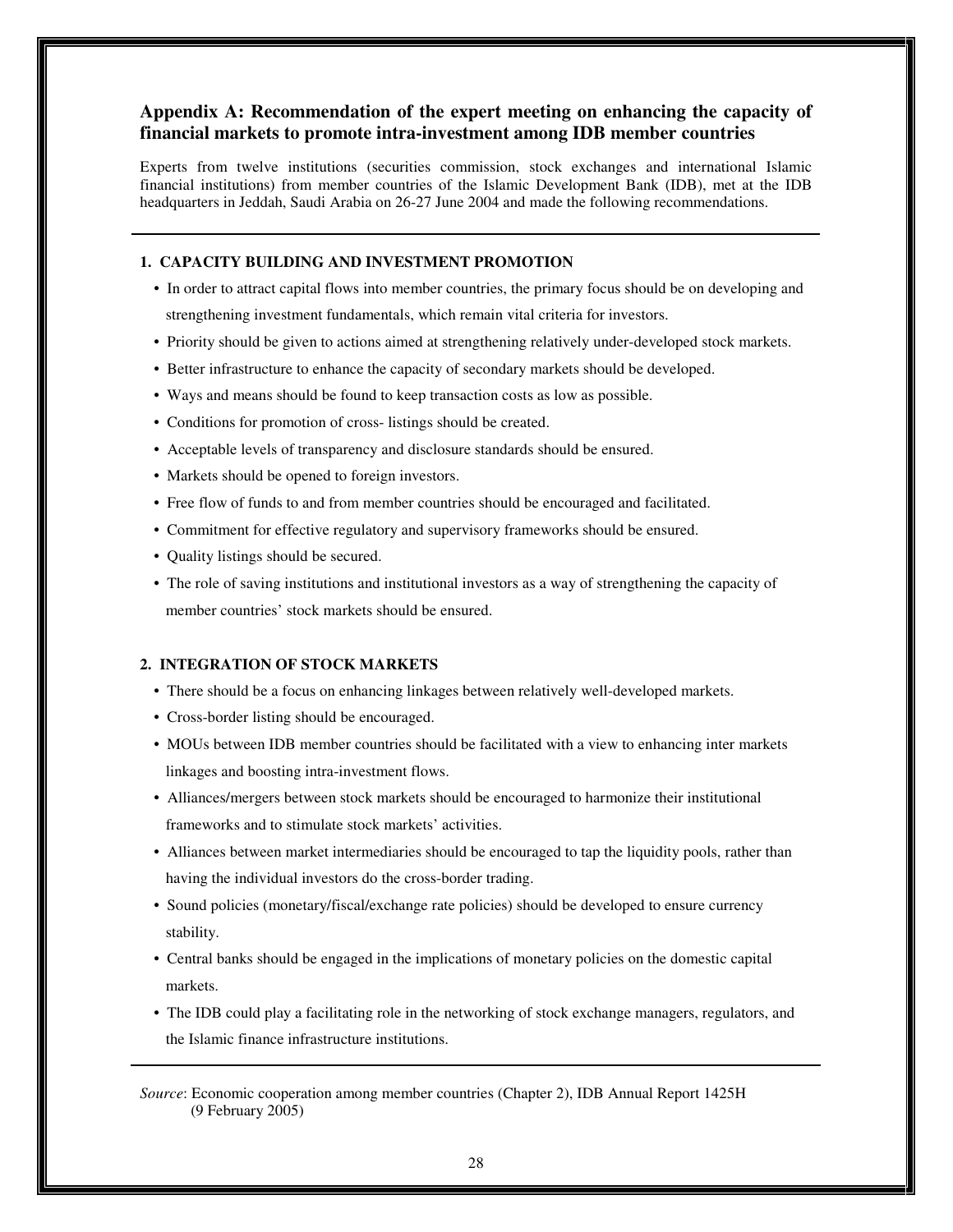## Appendix A: Recommendation of the expert meeting on enhancing the capacity of financial markets to promote intra-investment among IDB member countries

Experts from twelve institutions (securities commission, stock exchanges and international Islamic financial institutions) from member countries of the Islamic Development Bank (IDB), met at the IDB headquarters in Jeddah, Saudi Arabia on 26-27 June 2004 and made the following recommendations.

---

### 1. CAPACITY BUILDING AND INVESTMENT PROMOTION

- In order to attract capital flows into member countries, the primary focus should be on developing and strengthening investment fundamentals, which remain vital criteria for investors.
- Priority should be given to actions aimed at strengthening relatively under-developed stock markets.
- Better infrastructure to enhance the capacity of secondary markets should be developed.
- Ways and means should be found to keep transaction costs as low as possible.
- Conditions for promotion of cross- listings should be created.
- Acceptable levels of transparency and disclosure standards should be ensured.
- Markets should be opened to foreign investors.
- Free flow of funds to and from member countries should be encouraged and facilitated.
- Commitment for effective regulatory and supervisory frameworks should be ensured.
- Quality listings should be secured.
- The role of saving institutions and institutional investors as a way of strengthening the capacity of member countries' stock markets should be ensured.

### 2. INTEGRATION OF STOCK MARKETS

- There should be a focus on enhancing linkages between relatively well-developed markets.
- Cross-border listing should be encouraged.
- MOUs between IDB member countries should be facilitated with a view to enhancing inter markets linkages and boosting intra-investment flows.
- Alliances/mergers between stock markets should be encouraged to harmonize their institutional frameworks and to stimulate stock markets' activities.
- Alliances between market intermediaries should be encouraged to tap the liquidity pools, rather than having the individual investors do the cross-border trading.
- Sound policies (monetary/fiscal/exchange rate policies) should be developed to ensure currency stability.
- Central banks should be engaged in the implications of monetary policies on the domestic capital markets.
- The IDB could play a facilitating role in the networking of stock exchange managers, regulators, and the Islamic finance infrastructure institutions.

---

*Source*: Economic cooperation among member countries (Chapter 2), IDB Annual Report 1425H (9 February 2005)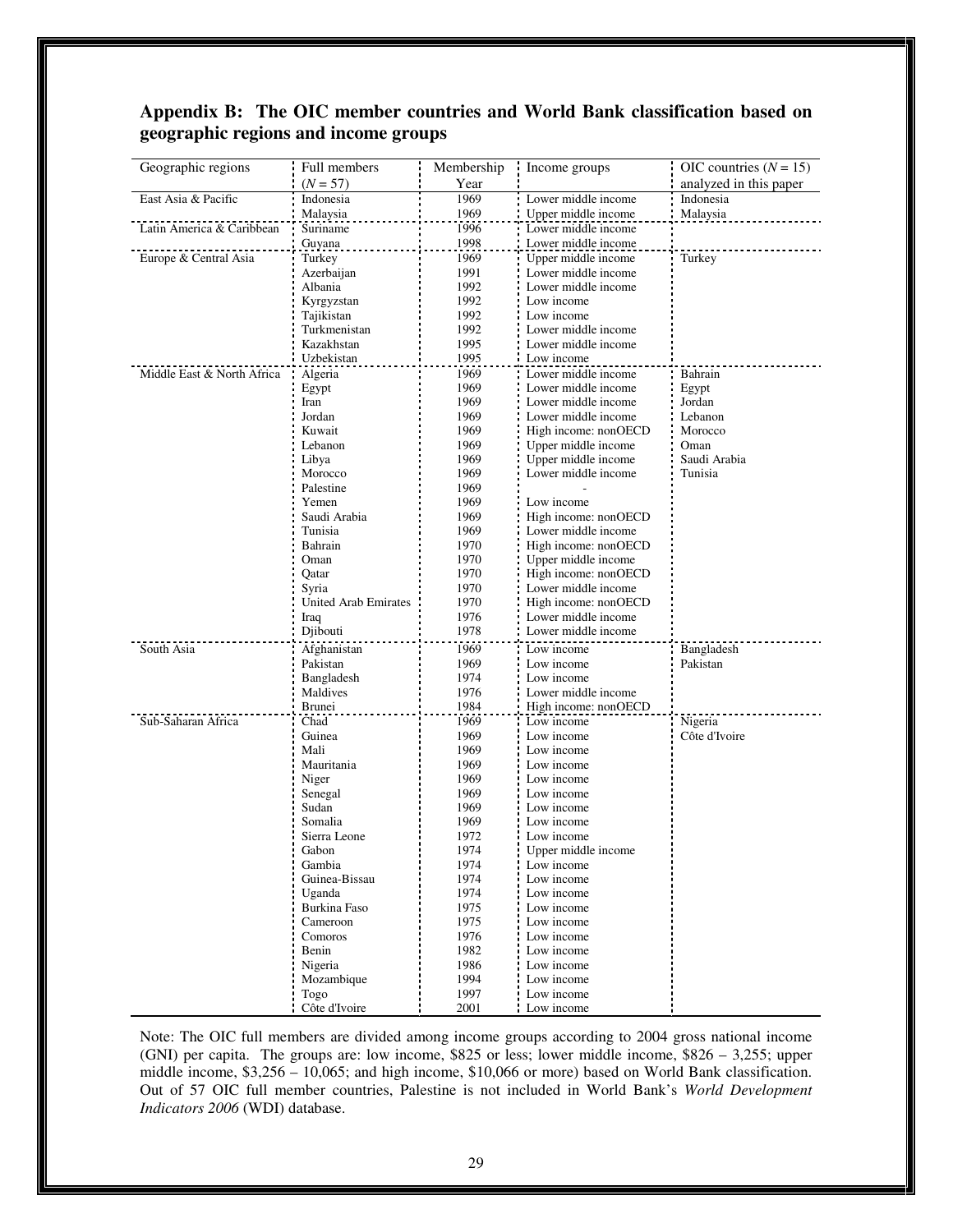## Appendix B: The OIC member countries and World Bank classification based on geographic regions and income groups

| Geographic regions | Full members ($N$ = 57) | Membership Year | Income groups | OIC countries ($N$ = 15) analyzed in this paper |
|---|---|---|---|---|
| East Asia & Pacific | Indonesia | 1969 | Lower middle income | Indonesia |
| | Malaysia | 1969 | Upper middle income | Malaysia |
| Latin America & Caribbean | Suriname | 1996 | Lower middle income | |
| | Guyana | 1998 | Lower middle income | |
| Europe & Central Asia | Turkey | 1969 | Upper middle income | Turkey |
| | Azerbaijan | 1991 | Lower middle income | |
| | Albania | 1992 | Lower middle income | |
| | Kyrgyzstan | 1992 | Low income | |
| | Tajikistan | 1992 | Low income | |
| | Turkmenistan | 1992 | Lower middle income | |
| | Kazakhstan | 1995 | Lower middle income | |
| | Uzbekistan | 1995 | Low income | |
| Middle East & North Africa | Algeria | 1969 | Lower middle income | Bahrain |
| | Egypt | 1969 | Lower middle income | Egypt |
| | Iran | 1969 | Lower middle income | Jordan |
| | Jordan | 1969 | Lower middle income | Lebanon |
| | Kuwait | 1969 | High income: nonOECD | Morocco |
| | Lebanon | 1969 | Upper middle income | Oman |
| | Libya | 1969 | Upper middle income | Saudi Arabia |
| | Morocco | 1969 | Lower middle income | Tunisia |
| | Palestine | 1969 | - | |
| | Yemen | 1969 | Low income | |
| | Saudi Arabia | 1969 | High income: nonOECD | |
| | Tunisia | 1969 | Lower middle income | |
| | Bahrain | 1970 | High income: nonOECD | |
| | Oman | 1970 | Upper middle income | |
| | Qatar | 1970 | High income: nonOECD | |
| | Syria | 1970 | Lower middle income | |
| | United Arab Emirates | 1970 | High income: nonOECD | |
| | Iraq | 1976 | Lower middle income | |
| | Djibouti | 1978 | Lower middle income | |
| South Asia | Afghanistan | 1969 | Low income | Bangladesh |
| | Pakistan | 1969 | Low income | Pakistan |
| | Bangladesh | 1974 | Low income | |
| | Maldives | 1976 | Lower middle income | |
| | Brunei | 1984 | High income: nonOECD | |
| Sub-Saharan Africa | Chad | 1969 | Low income | Nigeria |
| | Guinea | 1969 | Low income | Côte d'Ivoire |
| | Mali | 1969 | Low income | |
| | Mauritania | 1969 | Low income | |
| | Niger | 1969 | Low income | |
| | Senegal | 1969 | Low income | |
| | Sudan | 1969 | Low income | |
| | Somalia | 1969 | Low income | |
| | Sierra Leone | 1972 | Low income | |
| | Gabon | 1974 | Upper middle income | |
| | Gambia | 1974 | Low income | |
| | Guinea-Bissau | 1974 | Low income | |
| | Uganda | 1974 | Low income | |
| | Burkina Faso | 1975 | Low income | |
| | Cameroon | 1975 | Low income | |
| | Comoros | 1976 | Low income | |
| | Benin | 1982 | Low income | |
| | Nigeria | 1986 | Low income | |
| | Mozambique | 1994 | Low income | |
| | Togo | 1997 | Low income | |
| | Côte d'Ivoire | 2001 | Low income | |

Note: The OIC full members are divided among income groups according to 2004 gross national income (GNI) per capita. The groups are: low income, \$825 or less; lower middle income, \$826 – 3,255; upper middle income, \$3,256 – 10,065; and high income, \$10,066 or more) based on World Bank classification. Out of 57 OIC full member countries, Palestine is not included in World Bank's *World Development Indicators 2006* (WDI) database.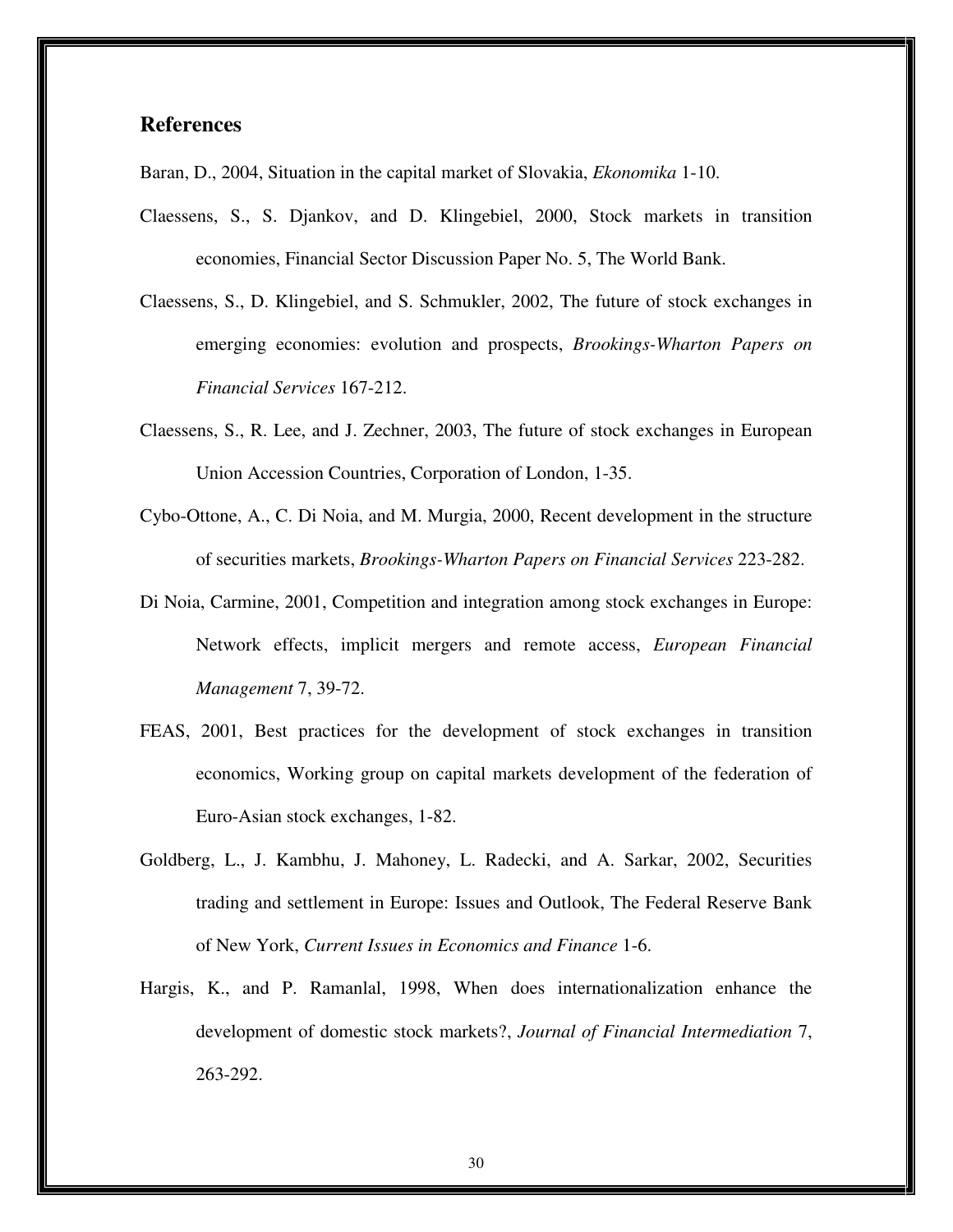## References

Baran, D., 2004, Situation in the capital market of Slovakia, *Ekonomika* 1-10.

Claessens, S., S. Djankov, and D. Klingebiel, 2000, Stock markets in transition economies, Financial Sector Discussion Paper No. 5, The World Bank.

Claessens, S., D. Klingebiel, and S. Schmukler, 2002, The future of stock exchanges in emerging economies: evolution and prospects, *Brookings-Wharton Papers on Financial Services* 167-212.

Claessens, S., R. Lee, and J. Zechner, 2003, The future of stock exchanges in European Union Accession Countries, Corporation of London, 1-35.

Cybo-Ottone, A., C. Di Noia, and M. Murgia, 2000, Recent development in the structure of securities markets, *Brookings-Wharton Papers on Financial Services* 223-282.

Di Noia, Carmine, 2001, Competition and integration among stock exchanges in Europe: Network effects, implicit mergers and remote access, *European Financial Management* 7, 39-72.

FEAS, 2001, Best practices for the development of stock exchanges in transition economics, Working group on capital markets development of the federation of Euro-Asian stock exchanges, 1-82.

Goldberg, L., J. Kambhu, J. Mahoney, L. Radecki, and A. Sarkar, 2002, Securities trading and settlement in Europe: Issues and Outlook, The Federal Reserve Bank of New York, *Current Issues in Economics and Finance* 1-6.

Hargis, K., and P. Ramanlal, 1998, When does internationalization enhance the development of domestic stock markets?, *Journal of Financial Intermediation* 7, 263-292.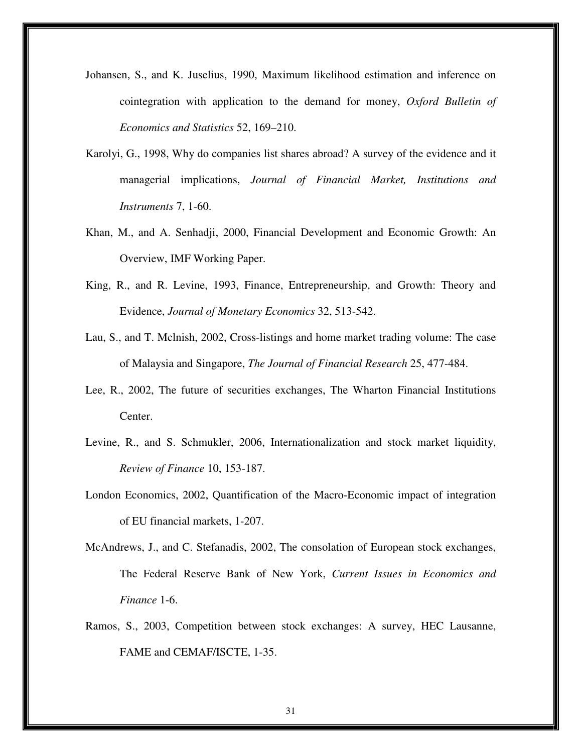Johansen, S., and K. Juselius, 1990, Maximum likelihood estimation and inference on cointegration with application to the demand for money, *Oxford Bulletin of Economics and Statistics* 52, 169–210.

Karolyi, G., 1998, Why do companies list shares abroad? A survey of the evidence and it managerial implications, *Journal of Financial Market, Institutions and Instruments* 7, 1-60.

Khan, M., and A. Senhadji, 2000, Financial Development and Economic Growth: An Overview, IMF Working Paper.

King, R., and R. Levine, 1993, Finance, Entrepreneurship, and Growth: Theory and Evidence, *Journal of Monetary Economics* 32, 513-542.

Lau, S., and T. Mclnish, 2002, Cross-listings and home market trading volume: The case of Malaysia and Singapore, *The Journal of Financial Research* 25, 477-484.

Lee, R., 2002, The future of securities exchanges, The Wharton Financial Institutions Center.

Levine, R., and S. Schmukler, 2006, Internationalization and stock market liquidity, *Review of Finance* 10, 153-187.

London Economics, 2002, Quantification of the Macro-Economic impact of integration of EU financial markets, 1-207.

McAndrews, J., and C. Stefanadis, 2002, The consolation of European stock exchanges, The Federal Reserve Bank of New York, *Current Issues in Economics and Finance* 1-6.

Ramos, S., 2003, Competition between stock exchanges: A survey, HEC Lausanne, FAME and CEMAF/ISCTE, 1-35.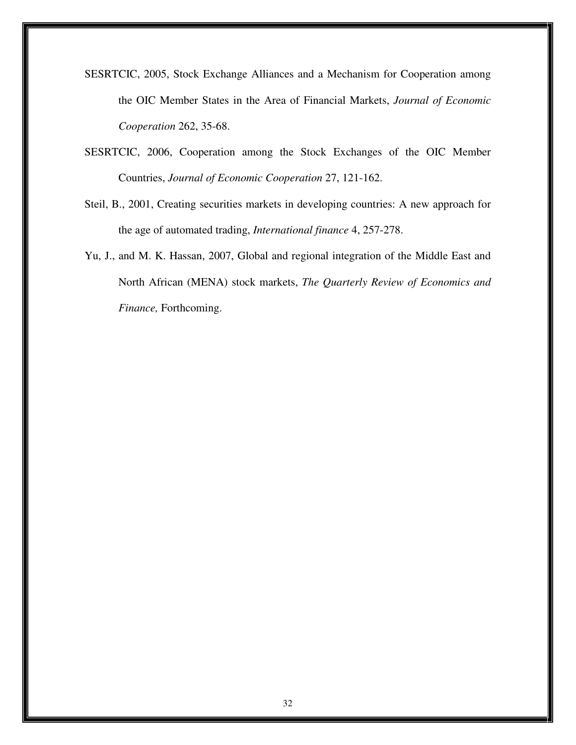SESRTCIC, 2005, Stock Exchange Alliances and a Mechanism for Cooperation among the OIC Member States in the Area of Financial Markets, *Journal of Economic Cooperation* 262, 35-68.

SESRTCIC, 2006, Cooperation among the Stock Exchanges of the OIC Member Countries, *Journal of Economic Cooperation* 27, 121-162.

Steil, B., 2001, Creating securities markets in developing countries: A new approach for the age of automated trading, *International finance* 4, 257-278.

Yu, J., and M. K. Hassan, 2007, Global and regional integration of the Middle East and North African (MENA) stock markets, *The Quarterly Review of Economics and Finance,* Forthcoming.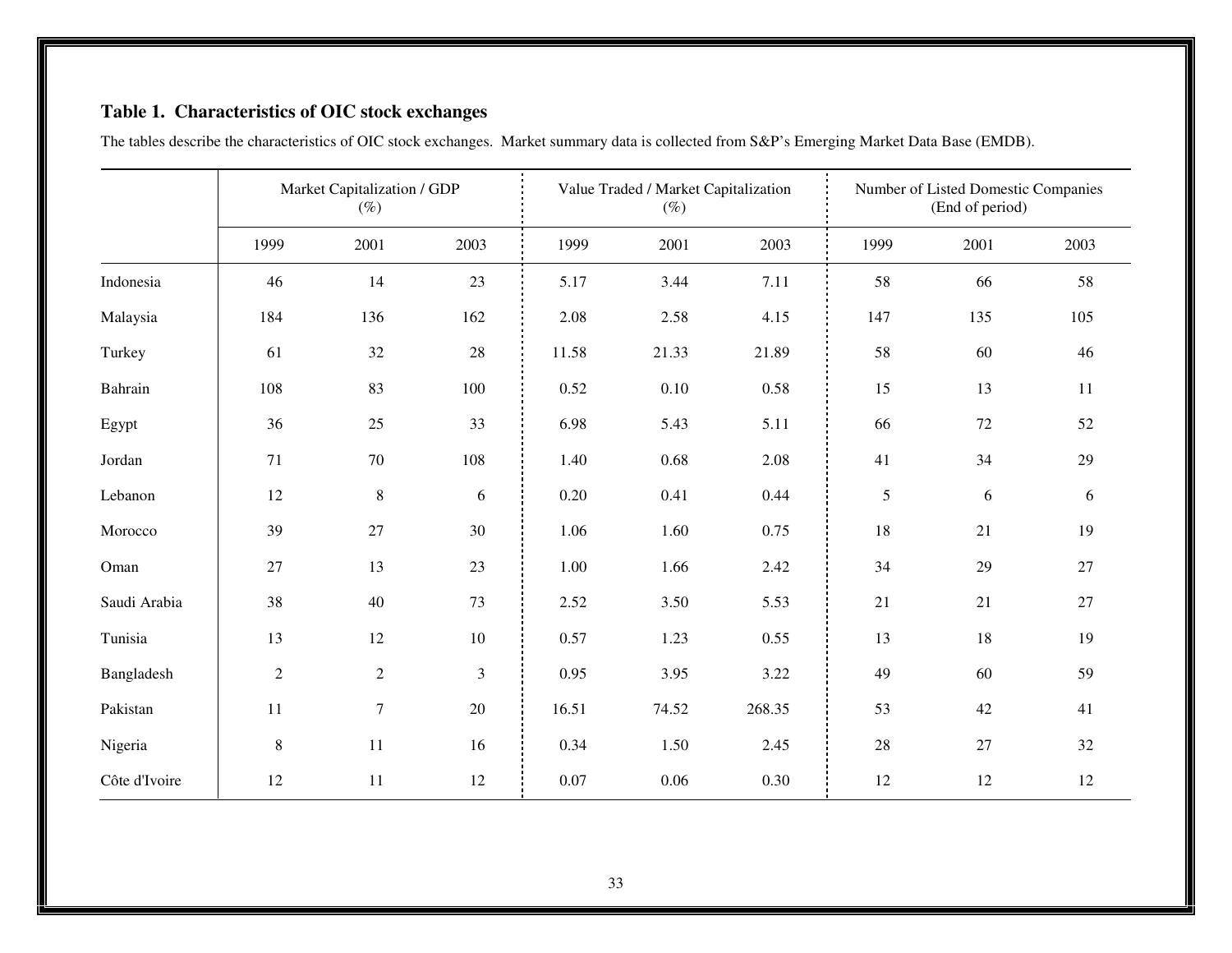**Table 1. Characteristics of OIC stock exchanges**

The tables describe the characteristics of OIC stock exchanges. Market summary data is collected from S&P's Emerging Market Data Base (EMDB).

| | Market Capitalization / GDP (%) | | | Value Traded / Market Capitalization (%) | | | Number of Listed Domestic Companies (End of period) | | |
|---|---|---|---|---|---|---|---|---|---|
| | 1999 | 2001 | 2003 | 1999 | 2001 | 2003 | 1999 | 2001 | 2003 |
| Indonesia | 46 | 14 | 23 | 5.17 | 3.44 | 7.11 | 58 | 66 | 58 |
| Malaysia | 184 | 136 | 162 | 2.08 | 2.58 | 4.15 | 147 | 135 | 105 |
| Turkey | 61 | 32 | 28 | 11.58 | 21.33 | 21.89 | 58 | 60 | 46 |
| Bahrain | 108 | 83 | 100 | 0.52 | 0.10 | 0.58 | 15 | 13 | 11 |
| Egypt | 36 | 25 | 33 | 6.98 | 5.43 | 5.11 | 66 | 72 | 52 |
| Jordan | 71 | 70 | 108 | 1.40 | 0.68 | 2.08 | 41 | 34 | 29 |
| Lebanon | 12 | 8 | 6 | 0.20 | 0.41 | 0.44 | 5 | 6 | 6 |
| Morocco | 39 | 27 | 30 | 1.06 | 1.60 | 0.75 | 18 | 21 | 19 |
| Oman | 27 | 13 | 23 | 1.00 | 1.66 | 2.42 | 34 | 29 | 27 |
| Saudi Arabia | 38 | 40 | 73 | 2.52 | 3.50 | 5.53 | 21 | 21 | 27 |
| Tunisia | 13 | 12 | 10 | 0.57 | 1.23 | 0.55 | 13 | 18 | 19 |
| Bangladesh | 2 | 2 | 3 | 0.95 | 3.95 | 3.22 | 49 | 60 | 59 |
| Pakistan | 11 | 7 | 20 | 16.51 | 74.52 | 268.35 | 53 | 42 | 41 |
| Nigeria | 8 | 11 | 16 | 0.34 | 1.50 | 2.45 | 28 | 27 | 32 |
| Côte d'Ivoire | 12 | 11 | 12 | 0.07 | 0.06 | 0.30 | 12 | 12 | 12 |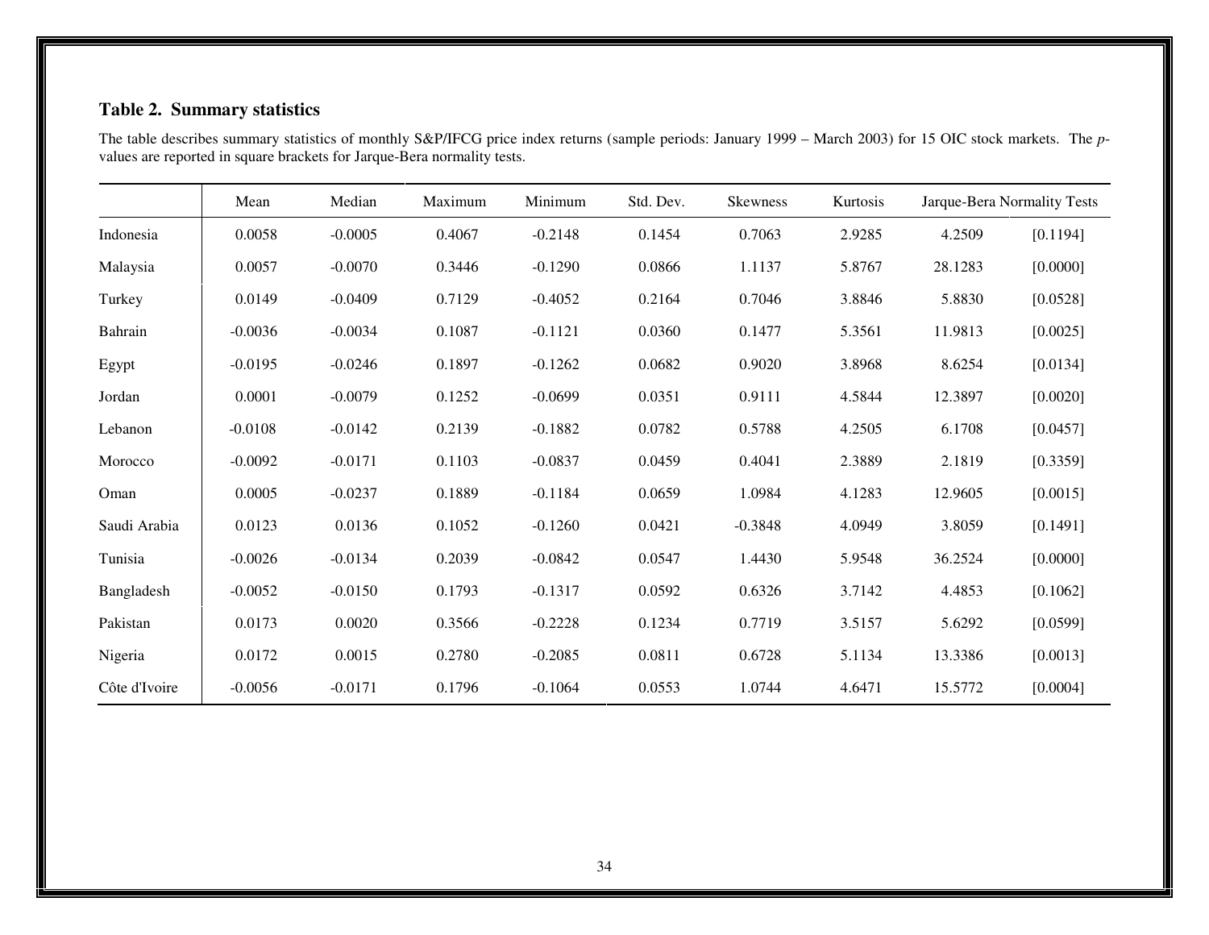## Table 2. Summary statistics

The table describes summary statistics of monthly S&P/IFCG price index returns (sample periods: January 1999 – March 2003) for 15 OIC stock markets. The *p*-values are reported in square brackets for Jarque-Bera normality tests.

| | Mean | Median | Maximum | Minimum | Std. Dev. | Skewness | Kurtosis | Jarque-Bera Normality Tests | |
|---|---|---|---|---|---|---|---|---|---|
| Indonesia | 0.0058 | -0.0005 | 0.4067 | -0.2148 | 0.1454 | 0.7063 | 2.9285 | 4.2509 | [0.1194] |
| Malaysia | 0.0057 | -0.0070 | 0.3446 | -0.1290 | 0.0866 | 1.1137 | 5.8767 | 28.1283 | [0.0000] |
| Turkey | 0.0149 | -0.0409 | 0.7129 | -0.4052 | 0.2164 | 0.7046 | 3.8846 | 5.8830 | [0.0528] |
| Bahrain | -0.0036 | -0.0034 | 0.1087 | -0.1121 | 0.0360 | 0.1477 | 5.3561 | 11.9813 | [0.0025] |
| Egypt | -0.0195 | -0.0246 | 0.1897 | -0.1262 | 0.0682 | 0.9020 | 3.8968 | 8.6254 | [0.0134] |
| Jordan | 0.0001 | -0.0079 | 0.1252 | -0.0699 | 0.0351 | 0.9111 | 4.5844 | 12.3897 | [0.0020] |
| Lebanon | -0.0108 | -0.0142 | 0.2139 | -0.1882 | 0.0782 | 0.5788 | 4.2505 | 6.1708 | [0.0457] |
| Morocco | -0.0092 | -0.0171 | 0.1103 | -0.0837 | 0.0459 | 0.4041 | 2.3889 | 2.1819 | [0.3359] |
| Oman | 0.0005 | -0.0237 | 0.1889 | -0.1184 | 0.0659 | 1.0984 | 4.1283 | 12.9605 | [0.0015] |
| Saudi Arabia | 0.0123 | 0.0136 | 0.1052 | -0.1260 | 0.0421 | -0.3848 | 4.0949 | 3.8059 | [0.1491] |
| Tunisia | -0.0026 | -0.0134 | 0.2039 | -0.0842 | 0.0547 | 1.4430 | 5.9548 | 36.2524 | [0.0000] |
| Bangladesh | -0.0052 | -0.0150 | 0.1793 | -0.1317 | 0.0592 | 0.6326 | 3.7142 | 4.4853 | [0.1062] |
| Pakistan | 0.0173 | 0.0020 | 0.3566 | -0.2228 | 0.1234 | 0.7719 | 3.5157 | 5.6292 | [0.0599] |
| Nigeria | 0.0172 | 0.0015 | 0.2780 | -0.2085 | 0.0811 | 0.6728 | 5.1134 | 13.3386 | [0.0013] |
| Côte d'Ivoire | -0.0056 | -0.0171 | 0.1796 | -0.1064 | 0.0553 | 1.0744 | 4.6471 | 15.5772 | [0.0004] |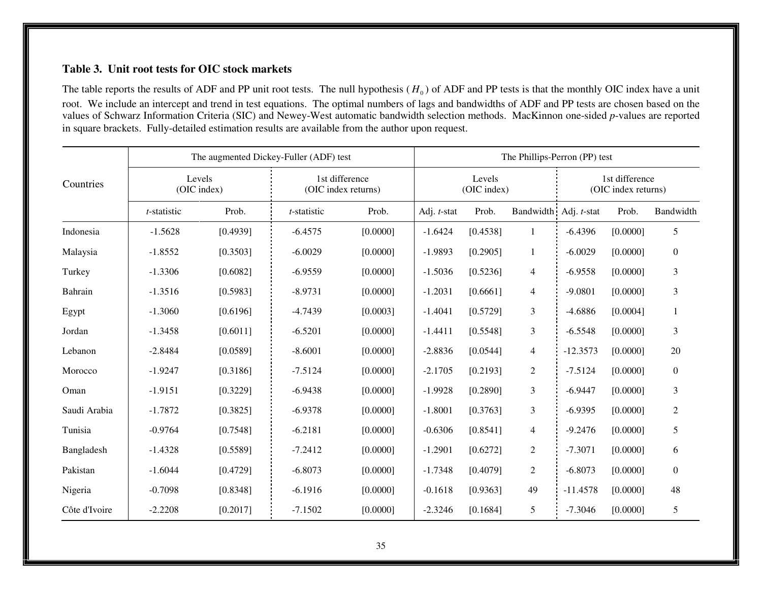**Table 3. Unit root tests for OIC stock markets**

The table reports the results of ADF and PP unit root tests. The null hypothesis ($H_0$) of ADF and PP tests is that the monthly OIC index have a unit root. We include an intercept and trend in test equations. The optimal numbers of lags and bandwidths of ADF and PP tests are chosen based on the values of Schwarz Information Criteria (SIC) and Newey-West automatic bandwidth selection methods. MacKinnon one-sided *p*-values are reported in square brackets. Fully-detailed estimation results are available from the author upon request.

| Countries | The augmented Dickey-Fuller (ADF) test | | | | The Phillips-Perron (PP) test | | | | | |
|---|---|---|---|---|---|---|---|---|---|---|
| | Levels (OIC index) | | 1st difference (OIC index returns) | | Levels (OIC index) | | | 1st difference (OIC index returns) | | |
| | *t*-statistic | Prob. | *t*-statistic | Prob. | Adj. *t*-stat | Prob. | Bandwidth | Adj. *t*-stat | Prob. | Bandwidth |
| Indonesia | -1.5628 | [0.4939] | -6.4575 | [0.0000] | -1.6424 | [0.4538] | 1 | -6.4396 | [0.0000] | 5 |
| Malaysia | -1.8552 | [0.3503] | -6.0029 | [0.0000] | -1.9893 | [0.2905] | 1 | -6.0029 | [0.0000] | 0 |
| Turkey | -1.3306 | [0.6082] | -6.9559 | [0.0000] | -1.5036 | [0.5236] | 4 | -6.9558 | [0.0000] | 3 |
| Bahrain | -1.3516 | [0.5983] | -8.9731 | [0.0000] | -1.2031 | [0.6661] | 4 | -9.0801 | [0.0000] | 3 |
| Egypt | -1.3060 | [0.6196] | -4.7439 | [0.0003] | -1.4041 | [0.5729] | 3 | -4.6886 | [0.0004] | 1 |
| Jordan | -1.3458 | [0.6011] | -6.5201 | [0.0000] | -1.4411 | [0.5548] | 3 | -6.5548 | [0.0000] | 3 |
| Lebanon | -2.8484 | [0.0589] | -8.6001 | [0.0000] | -2.8836 | [0.0544] | 4 | -12.3573 | [0.0000] | 20 |
| Morocco | -1.9247 | [0.3186] | -7.5124 | [0.0000] | -2.1705 | [0.2193] | 2 | -7.5124 | [0.0000] | 0 |
| Oman | -1.9151 | [0.3229] | -6.9438 | [0.0000] | -1.9928 | [0.2890] | 3 | -6.9447 | [0.0000] | 3 |
| Saudi Arabia | -1.7872 | [0.3825] | -6.9378 | [0.0000] | -1.8001 | [0.3763] | 3 | -6.9395 | [0.0000] | 2 |
| Tunisia | -0.9764 | [0.7548] | -6.2181 | [0.0000] | -0.6306 | [0.8541] | 4 | -9.2476 | [0.0000] | 5 |
| Bangladesh | -1.4328 | [0.5589] | -7.2412 | [0.0000] | -1.2901 | [0.6272] | 2 | -7.3071 | [0.0000] | 6 |
| Pakistan | -1.6044 | [0.4729] | -6.8073 | [0.0000] | -1.7348 | [0.4079] | 2 | -6.8073 | [0.0000] | 0 |
| Nigeria | -0.7098 | [0.8348] | -6.1916 | [0.0000] | -0.1618 | [0.9363] | 49 | -11.4578 | [0.0000] | 48 |
| Côte d'Ivoire | -2.2208 | [0.2017] | -7.1502 | [0.0000] | -2.3246 | [0.1684] | 5 | -7.3046 | [0.0000] | 5 |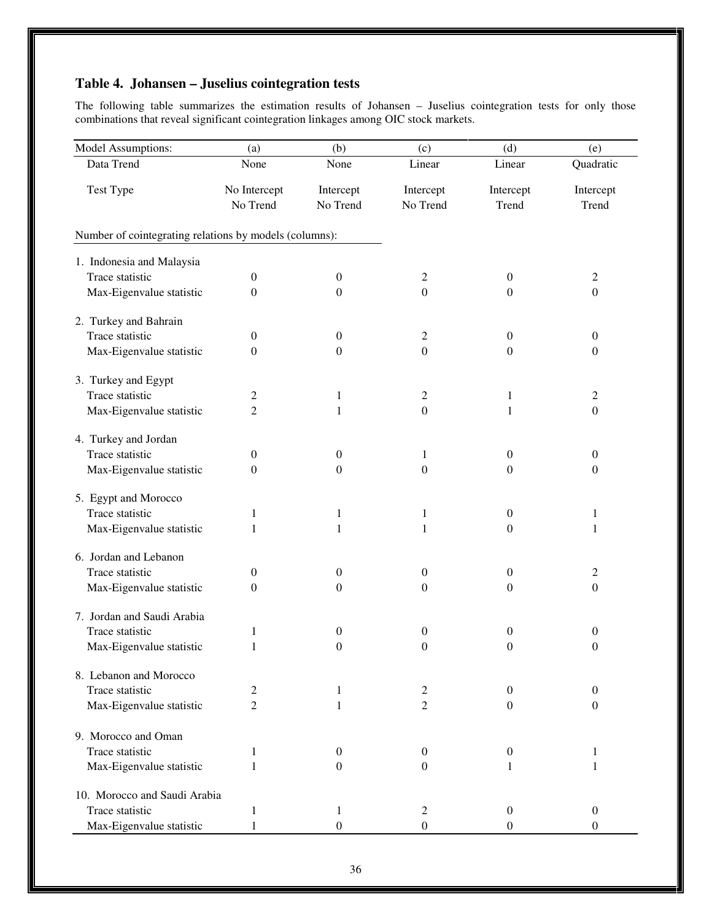## Table 4. Johansen – Juselius cointegration tests

The following table summarizes the estimation results of Johansen – Juselius cointegration tests for only those combinations that reveal significant cointegration linkages among OIC stock markets.

| Model Assumptions: | (a) | (b) | (c) | (d) | (e) |
|---|---|---|---|---|---|
| Data Trend | None | None | Linear | Linear | Quadratic |
| Test Type | No Intercept No Trend | Intercept No Trend | Intercept No Trend | Intercept Trend | Intercept Trend |
| Number of cointegrating relations by models (columns): | | | | | |
| 1. Indonesia and Malaysia | | | | | |
| Trace statistic | 0 | 0 | 2 | 0 | 2 |
| Max-Eigenvalue statistic | 0 | 0 | 0 | 0 | 0 |
| 2. Turkey and Bahrain | | | | | |
| Trace statistic | 0 | 0 | 2 | 0 | 0 |
| Max-Eigenvalue statistic | 0 | 0 | 0 | 0 | 0 |
| 3. Turkey and Egypt | | | | | |
| Trace statistic | 2 | 1 | 2 | 1 | 2 |
| Max-Eigenvalue statistic | 2 | 1 | 0 | 1 | 0 |
| 4. Turkey and Jordan | | | | | |
| Trace statistic | 0 | 0 | 1 | 0 | 0 |
| Max-Eigenvalue statistic | 0 | 0 | 0 | 0 | 0 |
| 5. Egypt and Morocco | | | | | |
| Trace statistic | 1 | 1 | 1 | 0 | 1 |
| Max-Eigenvalue statistic | 1 | 1 | 1 | 0 | 1 |
| 6. Jordan and Lebanon | | | | | |
| Trace statistic | 0 | 0 | 0 | 0 | 2 |
| Max-Eigenvalue statistic | 0 | 0 | 0 | 0 | 0 |
| 7. Jordan and Saudi Arabia | | | | | |
| Trace statistic | 1 | 0 | 0 | 0 | 0 |
| Max-Eigenvalue statistic | 1 | 0 | 0 | 0 | 0 |
| 8. Lebanon and Morocco | | | | | |
| Trace statistic | 2 | 1 | 2 | 0 | 0 |
| Max-Eigenvalue statistic | 2 | 1 | 2 | 0 | 0 |
| 9. Morocco and Oman | | | | | |
| Trace statistic | 1 | 0 | 0 | 0 | 1 |
| Max-Eigenvalue statistic | 1 | 0 | 0 | 1 | 1 |
| 10. Morocco and Saudi Arabia | | | | | |
| Trace statistic | 1 | 1 | 2 | 0 | 0 |
| Max-Eigenvalue statistic | 1 | 0 | 0 | 0 | 0 |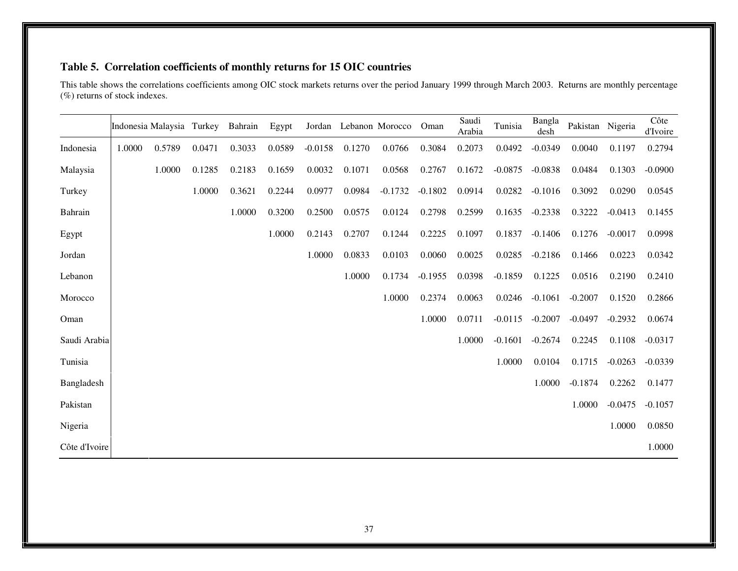**Table 5. Correlation coefficients of monthly returns for 15 OIC countries**

This table shows the correlations coefficients among OIC stock markets returns over the period January 1999 through March 2003. Returns are monthly percentage (%) returns of stock indexes.

| | Indonesia | Malaysia | Turkey | Bahrain | Egypt | Jordan | Lebanon | Morocco | Oman | Saudi Arabia | Tunisia | Bangla desh | Pakistan | Nigeria | Côte d'Ivoire |
|---|---|---|---|---|---|---|---|---|---|---|---|---|---|---|---|
| Indonesia | 1.0000 | 0.5789 | 0.0471 | 0.3033 | 0.0589 | -0.0158 | 0.1270 | 0.0766 | 0.3084 | 0.2073 | 0.0492 | -0.0349 | 0.0040 | 0.1197 | 0.2794 |
| Malaysia | | 1.0000 | 0.1285 | 0.2183 | 0.1659 | 0.0032 | 0.1071 | 0.0568 | 0.2767 | 0.1672 | -0.0875 | -0.0838 | 0.0484 | 0.1303 | -0.0900 |
| Turkey | | | 1.0000 | 0.3621 | 0.2244 | 0.0977 | 0.0984 | -0.1732 | -0.1802 | 0.0914 | 0.0282 | -0.1016 | 0.3092 | 0.0290 | 0.0545 |
| Bahrain | | | | 1.0000 | 0.3200 | 0.2500 | 0.0575 | 0.0124 | 0.2798 | 0.2599 | 0.1635 | -0.2338 | 0.3222 | -0.0413 | 0.1455 |
| Egypt | | | | | 1.0000 | 0.2143 | 0.2707 | 0.1244 | 0.2225 | 0.1097 | 0.1837 | -0.1406 | 0.1276 | -0.0017 | 0.0998 |
| Jordan | | | | | | 1.0000 | 0.0833 | 0.0103 | 0.0060 | 0.0025 | 0.0285 | -0.2186 | 0.1466 | 0.0223 | 0.0342 |
| Lebanon | | | | | | | 1.0000 | 0.1734 | -0.1955 | 0.0398 | -0.1859 | 0.1225 | 0.0516 | 0.2190 | 0.2410 |
| Morocco | | | | | | | | 1.0000 | 0.2374 | 0.0063 | 0.0246 | -0.1061 | -0.2007 | 0.1520 | 0.2866 |
| Oman | | | | | | | | | 1.0000 | 0.0711 | -0.0115 | -0.2007 | -0.0497 | -0.2932 | 0.0674 |
| Saudi Arabia | | | | | | | | | | 1.0000 | -0.1601 | -0.2674 | 0.2245 | 0.1108 | -0.0317 |
| Tunisia | | | | | | | | | | | 1.0000 | 0.0104 | 0.1715 | -0.0263 | -0.0339 |
| Bangladesh | | | | | | | | | | | | 1.0000 | -0.1874 | 0.2262 | 0.1477 |
| Pakistan | | | | | | | | | | | | | 1.0000 | -0.0475 | -0.1057 |
| Nigeria | | | | | | | | | | | | | | 1.0000 | 0.0850 |
| Côte d'Ivoire | | | | | | | | | | | | | | | 1.0000 |